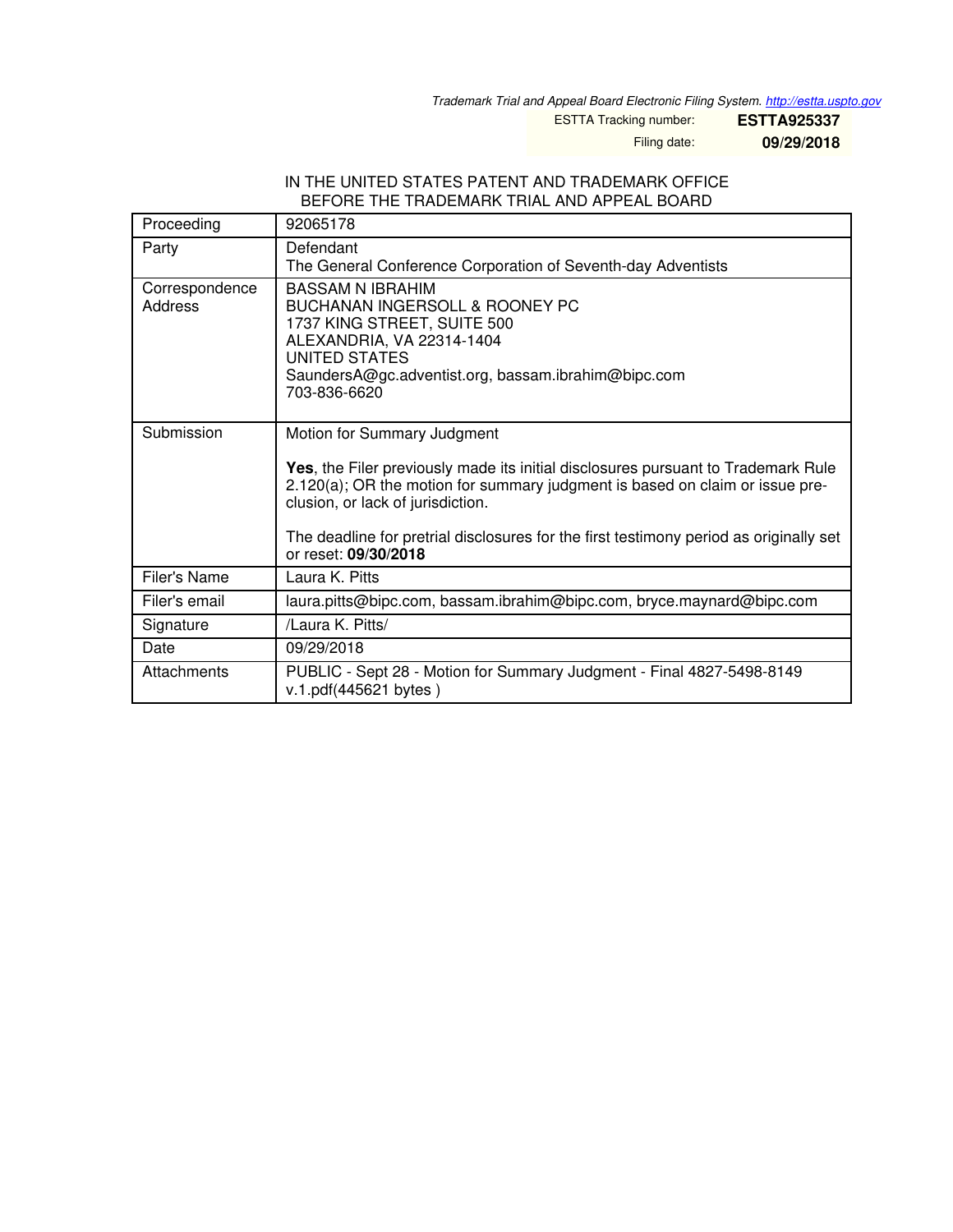*Trademark Trial and Appeal Board Electronic Filing System. http://estta.uspto.gov*

| | |
|---|---|
| ESTTA Tracking number: | **ESTTA925337** |
| Filing date: | **09/29/2018** |

IN THE UNITED STATES PATENT AND TRADEMARK OFFICE
BEFORE THE TRADEMARK TRIAL AND APPEAL BOARD

| | |
|---|---|
| Proceeding | 92065178 |
| Party | Defendant<br>The General Conference Corporation of Seventh-day Adventists |
| Correspondence Address | BASSAM N IBRAHIM<br>BUCHANAN INGERSOLL & ROONEY PC<br>1737 KING STREET, SUITE 500<br>ALEXANDRIA, VA 22314-1404<br>UNITED STATES<br>SaundersA@gc.adventist.org, bassam.ibrahim@bipc.com<br>703-836-6620 |
| Submission | Motion for Summary Judgment<br><br>**Yes**, the Filer previously made its initial disclosures pursuant to Trademark Rule 2.120(a); OR the motion for summary judgment is based on claim or issue pre-clusion, or lack of jurisdiction.<br><br>The deadline for pretrial disclosures for the first testimony period as originally set or reset: **09/30/2018** |
| Filer's Name | Laura K. Pitts |
| Filer's email | laura.pitts@bipc.com, bassam.ibrahim@bipc.com, bryce.maynard@bipc.com |
| Signature | /Laura K. Pitts/ |
| Date | 09/29/2018 |
| Attachments | PUBLIC - Sept 28 - Motion for Summary Judgment - Final 4827-5498-8149 v.1.pdf(445621 bytes ) |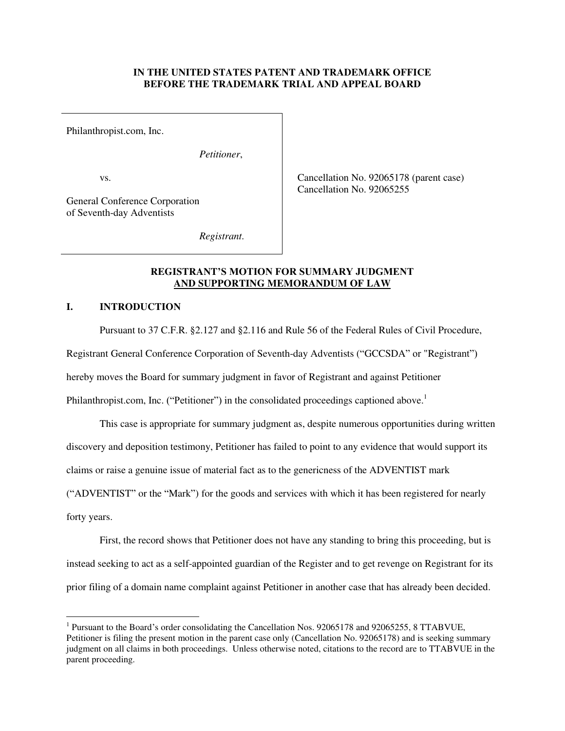**IN THE UNITED STATES PATENT AND TRADEMARK OFFICE**
**BEFORE THE TRADEMARK TRIAL AND APPEAL BOARD**

| | |
|---|---|
| Philanthropist.com, Inc.<br><br>*Petitioner*,<br><br>vs.<br><br>General Conference Corporation of Seventh-day Adventists<br><br>*Registrant*. | Cancellation No. 92065178 (parent case)<br>Cancellation No. 92065255 |

**REGISTRANT'S MOTION FOR SUMMARY JUDGMENT AND SUPPORTING MEMORANDUM OF LAW**

## I. INTRODUCTION

Pursuant to 37 C.F.R. §2.127 and §2.116 and Rule 56 of the Federal Rules of Civil Procedure, Registrant General Conference Corporation of Seventh-day Adventists ("GCCSDA" or "Registrant") hereby moves the Board for summary judgment in favor of Registrant and against Petitioner Philanthropist.com, Inc. ("Petitioner") in the consolidated proceedings captioned above.[1]

This case is appropriate for summary judgment as, despite numerous opportunities during written discovery and deposition testimony, Petitioner has failed to point to any evidence that would support its claims or raise a genuine issue of material fact as to the genericness of the ADVENTIST mark ("ADVENTIST" or the "Mark") for the goods and services with which it has been registered for nearly forty years.

First, the record shows that Petitioner does not have any standing to bring this proceeding, but is instead seeking to act as a self-appointed guardian of the Register and to get revenge on Registrant for its prior filing of a domain name complaint against Petitioner in another case that has already been decided.

[1] Pursuant to the Board's order consolidating the Cancellation Nos. 92065178 and 92065255, 8 TTABVUE, Petitioner is filing the present motion in the parent case only (Cancellation No. 92065178) and is seeking summary judgment on all claims in both proceedings. Unless otherwise noted, citations to the record are to TTABVUE in the parent proceeding.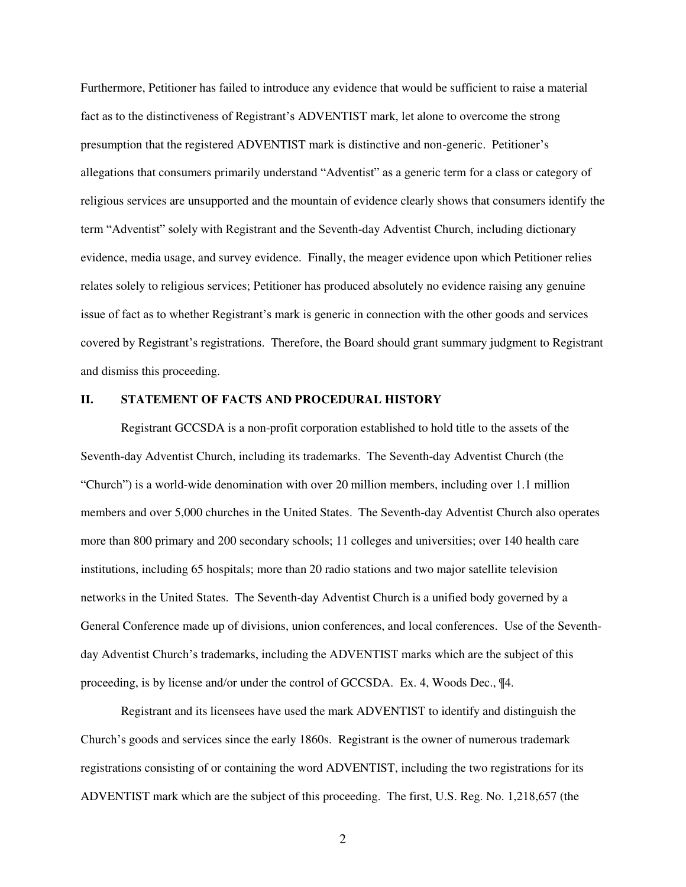Furthermore, Petitioner has failed to introduce any evidence that would be sufficient to raise a material fact as to the distinctiveness of Registrant's ADVENTIST mark, let alone to overcome the strong presumption that the registered ADVENTIST mark is distinctive and non-generic. Petitioner's allegations that consumers primarily understand "Adventist" as a generic term for a class or category of religious services are unsupported and the mountain of evidence clearly shows that consumers identify the term "Adventist" solely with Registrant and the Seventh-day Adventist Church, including dictionary evidence, media usage, and survey evidence. Finally, the meager evidence upon which Petitioner relies relates solely to religious services; Petitioner has produced absolutely no evidence raising any genuine issue of fact as to whether Registrant's mark is generic in connection with the other goods and services covered by Registrant's registrations. Therefore, the Board should grant summary judgment to Registrant and dismiss this proceeding.

## II. STATEMENT OF FACTS AND PROCEDURAL HISTORY

Registrant GCCSDA is a non-profit corporation established to hold title to the assets of the Seventh-day Adventist Church, including its trademarks. The Seventh-day Adventist Church (the "Church") is a world-wide denomination with over 20 million members, including over 1.1 million members and over 5,000 churches in the United States. The Seventh-day Adventist Church also operates more than 800 primary and 200 secondary schools; 11 colleges and universities; over 140 health care institutions, including 65 hospitals; more than 20 radio stations and two major satellite television networks in the United States. The Seventh-day Adventist Church is a unified body governed by a General Conference made up of divisions, union conferences, and local conferences. Use of the Seventh-day Adventist Church's trademarks, including the ADVENTIST marks which are the subject of this proceeding, is by license and/or under the control of GCCSDA. Ex. 4, Woods Dec., ¶4.

Registrant and its licensees have used the mark ADVENTIST to identify and distinguish the Church's goods and services since the early 1860s. Registrant is the owner of numerous trademark registrations consisting of or containing the word ADVENTIST, including the two registrations for its ADVENTIST mark which are the subject of this proceeding. The first, U.S. Reg. No. 1,218,657 (the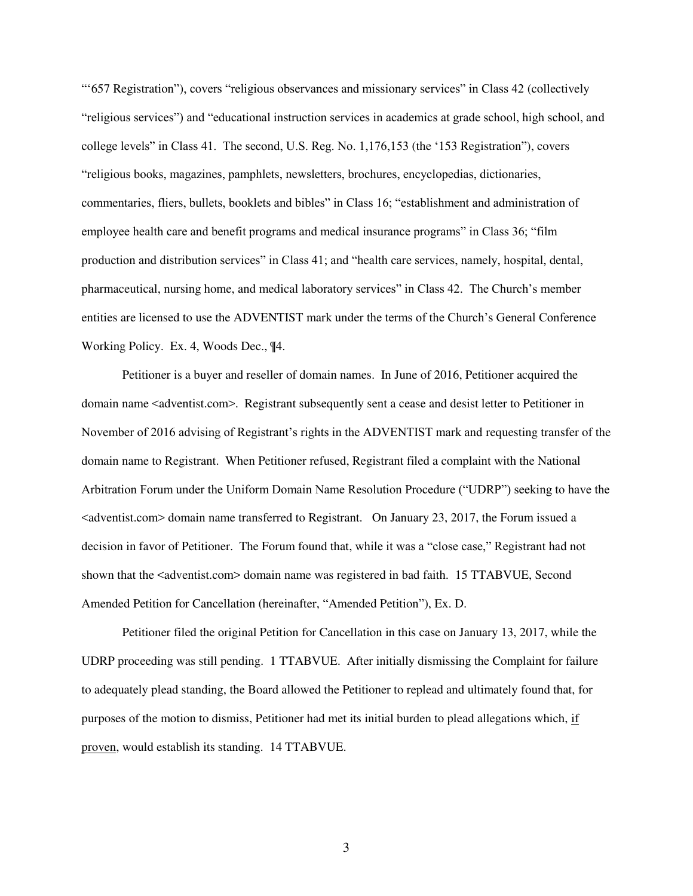"'657 Registration"), covers "religious observances and missionary services" in Class 42 (collectively "religious services") and "educational instruction services in academics at grade school, high school, and college levels" in Class 41. The second, U.S. Reg. No. 1,176,153 (the '153 Registration"), covers "religious books, magazines, pamphlets, newsletters, brochures, encyclopedias, dictionaries, commentaries, fliers, bullets, booklets and bibles" in Class 16; "establishment and administration of employee health care and benefit programs and medical insurance programs" in Class 36; "film production and distribution services" in Class 41; and "health care services, namely, hospital, dental, pharmaceutical, nursing home, and medical laboratory services" in Class 42. The Church's member entities are licensed to use the ADVENTIST mark under the terms of the Church's General Conference Working Policy. Ex. 4, Woods Dec., ¶4.

Petitioner is a buyer and reseller of domain names. In June of 2016, Petitioner acquired the domain name <adventist.com>. Registrant subsequently sent a cease and desist letter to Petitioner in November of 2016 advising of Registrant's rights in the ADVENTIST mark and requesting transfer of the domain name to Registrant. When Petitioner refused, Registrant filed a complaint with the National Arbitration Forum under the Uniform Domain Name Resolution Procedure ("UDRP") seeking to have the <adventist.com> domain name transferred to Registrant. On January 23, 2017, the Forum issued a decision in favor of Petitioner. The Forum found that, while it was a "close case," Registrant had not shown that the <adventist.com> domain name was registered in bad faith. 15 TTABVUE, Second Amended Petition for Cancellation (hereinafter, "Amended Petition"), Ex. D.

Petitioner filed the original Petition for Cancellation in this case on January 13, 2017, while the UDRP proceeding was still pending. 1 TTABVUE. After initially dismissing the Complaint for failure to adequately plead standing, the Board allowed the Petitioner to replead and ultimately found that, for purposes of the motion to dismiss, Petitioner had met its initial burden to plead allegations which, <u>if proven</u>, would establish its standing. 14 TTABVUE.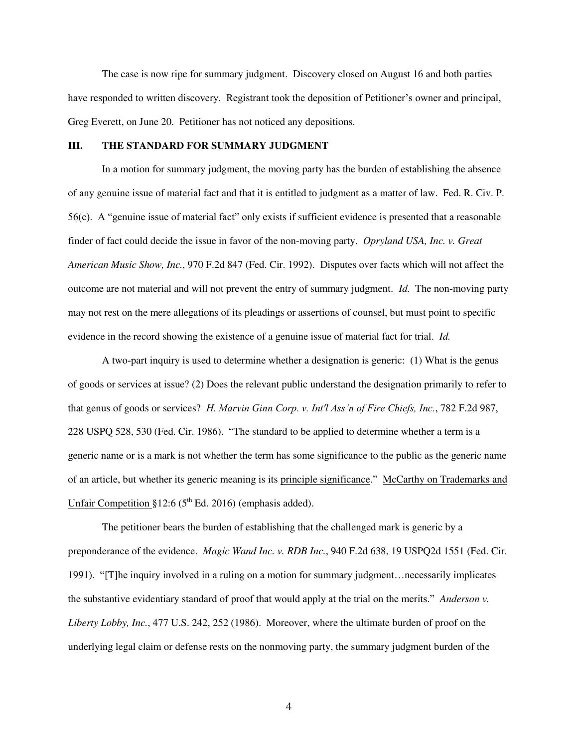The case is now ripe for summary judgment. Discovery closed on August 16 and both parties have responded to written discovery. Registrant took the deposition of Petitioner's owner and principal, Greg Everett, on June 20. Petitioner has not noticed any depositions.

## III. THE STANDARD FOR SUMMARY JUDGMENT

In a motion for summary judgment, the moving party has the burden of establishing the absence of any genuine issue of material fact and that it is entitled to judgment as a matter of law. Fed. R. Civ. P. 56(c). A "genuine issue of material fact" only exists if sufficient evidence is presented that a reasonable finder of fact could decide the issue in favor of the non-moving party. *Opryland USA, Inc. v. Great American Music Show, Inc.*, 970 F.2d 847 (Fed. Cir. 1992). Disputes over facts which will not affect the outcome are not material and will not prevent the entry of summary judgment. *Id.* The non-moving party may not rest on the mere allegations of its pleadings or assertions of counsel, but must point to specific evidence in the record showing the existence of a genuine issue of material fact for trial. *Id.*

A two-part inquiry is used to determine whether a designation is generic: (1) What is the genus of goods or services at issue? (2) Does the relevant public understand the designation primarily to refer to that genus of goods or services? *H. Marvin Ginn Corp. v. Int'l Ass'n of Fire Chiefs, Inc.*, 782 F.2d 987, 228 USPQ 528, 530 (Fed. Cir. 1986). "The standard to be applied to determine whether a term is a generic name or is a mark is not whether the term has some significance to the public as the generic name of an article, but whether its generic meaning is its <u>principle significance</u>." <u>McCarthy on Trademarks and Unfair Competition</u> §12:6 (5th Ed. 2016) (emphasis added).

The petitioner bears the burden of establishing that the challenged mark is generic by a preponderance of the evidence. *Magic Wand Inc. v. RDB Inc.*, 940 F.2d 638, 19 USPQ2d 1551 (Fed. Cir. 1991). "[T]he inquiry involved in a ruling on a motion for summary judgment…necessarily implicates the substantive evidentiary standard of proof that would apply at the trial on the merits." *Anderson v. Liberty Lobby, Inc.*, 477 U.S. 242, 252 (1986). Moreover, where the ultimate burden of proof on the underlying legal claim or defense rests on the nonmoving party, the summary judgment burden of the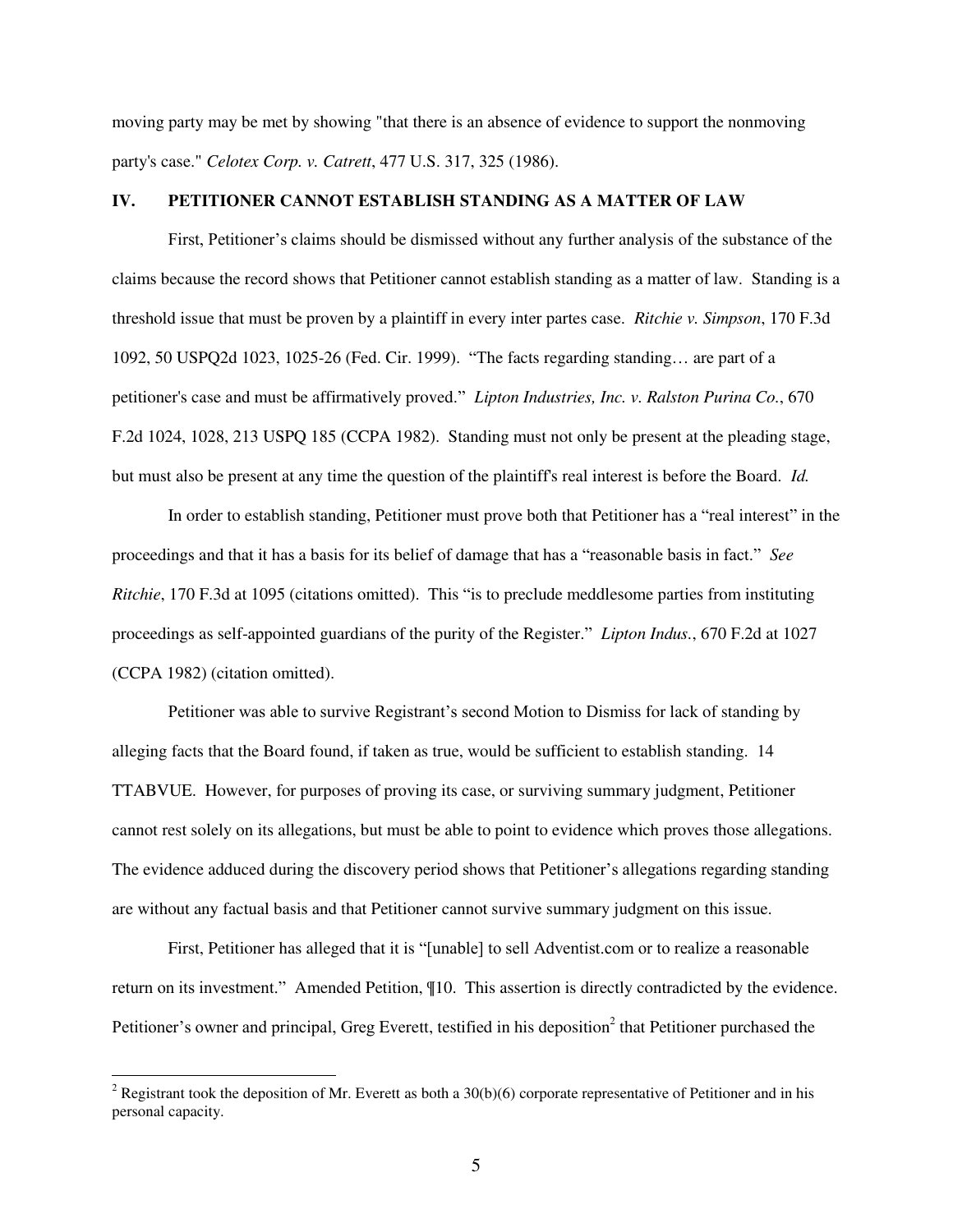moving party may be met by showing "that there is an absence of evidence to support the nonmoving party's case." *Celotex Corp. v. Catrett*, 477 U.S. 317, 325 (1986).

## IV. PETITIONER CANNOT ESTABLISH STANDING AS A MATTER OF LAW

First, Petitioner's claims should be dismissed without any further analysis of the substance of the claims because the record shows that Petitioner cannot establish standing as a matter of law. Standing is a threshold issue that must be proven by a plaintiff in every inter partes case. *Ritchie v. Simpson*, 170 F.3d 1092, 50 USPQ2d 1023, 1025-26 (Fed. Cir. 1999). "The facts regarding standing… are part of a petitioner's case and must be affirmatively proved." *Lipton Industries, Inc. v. Ralston Purina Co.*, 670 F.2d 1024, 1028, 213 USPQ 185 (CCPA 1982). Standing must not only be present at the pleading stage, but must also be present at any time the question of the plaintiff's real interest is before the Board. *Id.*

In order to establish standing, Petitioner must prove both that Petitioner has a "real interest" in the proceedings and that it has a basis for its belief of damage that has a "reasonable basis in fact." *See Ritchie*, 170 F.3d at 1095 (citations omitted). This "is to preclude meddlesome parties from instituting proceedings as self-appointed guardians of the purity of the Register." *Lipton Indus.*, 670 F.2d at 1027 (CCPA 1982) (citation omitted).

Petitioner was able to survive Registrant's second Motion to Dismiss for lack of standing by alleging facts that the Board found, if taken as true, would be sufficient to establish standing. 14 TTABVUE. However, for purposes of proving its case, or surviving summary judgment, Petitioner cannot rest solely on its allegations, but must be able to point to evidence which proves those allegations. The evidence adduced during the discovery period shows that Petitioner's allegations regarding standing are without any factual basis and that Petitioner cannot survive summary judgment on this issue.

First, Petitioner has alleged that it is "[unable] to sell Adventist.com or to realize a reasonable return on its investment." Amended Petition, ¶10. This assertion is directly contradicted by the evidence. Petitioner's owner and principal, Greg Everett, testified in his deposition[2] that Petitioner purchased the

[2] Registrant took the deposition of Mr. Everett as both a 30(b)(6) corporate representative of Petitioner and in his personal capacity.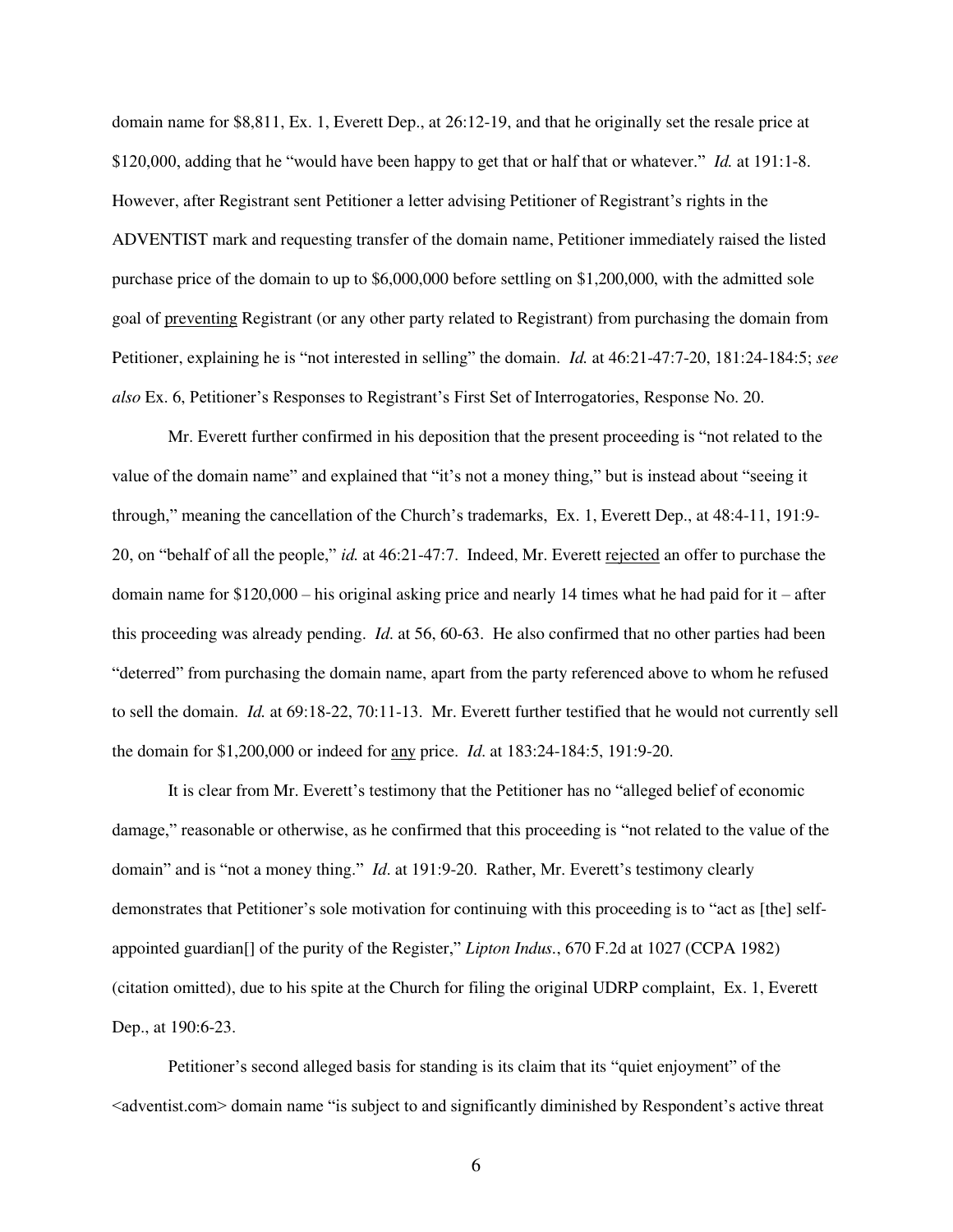domain name for $8,811, Ex. 1, Everett Dep., at 26:12-19, and that he originally set the resale price at $120,000, adding that he "would have been happy to get that or half that or whatever." *Id.* at 191:1-8. However, after Registrant sent Petitioner a letter advising Petitioner of Registrant's rights in the ADVENTIST mark and requesting transfer of the domain name, Petitioner immediately raised the listed purchase price of the domain to up to $6,000,000 before settling on $1,200,000, with the admitted sole goal of <u>preventing</u> Registrant (or any other party related to Registrant) from purchasing the domain from Petitioner, explaining he is "not interested in selling" the domain. *Id.* at 46:21-47:7-20, 181:24-184:5; *see also* Ex. 6, Petitioner's Responses to Registrant's First Set of Interrogatories, Response No. 20.

Mr. Everett further confirmed in his deposition that the present proceeding is "not related to the value of the domain name" and explained that "it's not a money thing," but is instead about "seeing it through," meaning the cancellation of the Church's trademarks, Ex. 1, Everett Dep., at 48:4-11, 191:9-20, on "behalf of all the people," *id.* at 46:21-47:7. Indeed, Mr. Everett <u>rejected</u> an offer to purchase the domain name for $120,000 – his original asking price and nearly 14 times what he had paid for it – after this proceeding was already pending. *Id.* at 56, 60-63. He also confirmed that no other parties had been "deterred" from purchasing the domain name, apart from the party referenced above to whom he refused to sell the domain. *Id.* at 69:18-22, 70:11-13. Mr. Everett further testified that he would not currently sell the domain for $1,200,000 or indeed for <u>any</u> price. *Id.* at 183:24-184:5, 191:9-20.

It is clear from Mr. Everett's testimony that the Petitioner has no "alleged belief of economic damage," reasonable or otherwise, as he confirmed that this proceeding is "not related to the value of the domain" and is "not a money thing." *Id*. at 191:9-20. Rather, Mr. Everett's testimony clearly demonstrates that Petitioner's sole motivation for continuing with this proceeding is to "act as [the] self-appointed guardian[] of the purity of the Register," *Lipton Indus.*, 670 F.2d at 1027 (CCPA 1982) (citation omitted), due to his spite at the Church for filing the original UDRP complaint, Ex. 1, Everett Dep., at 190:6-23.

Petitioner's second alleged basis for standing is its claim that its "quiet enjoyment" of the <adventist.com> domain name "is subject to and significantly diminished by Respondent's active threat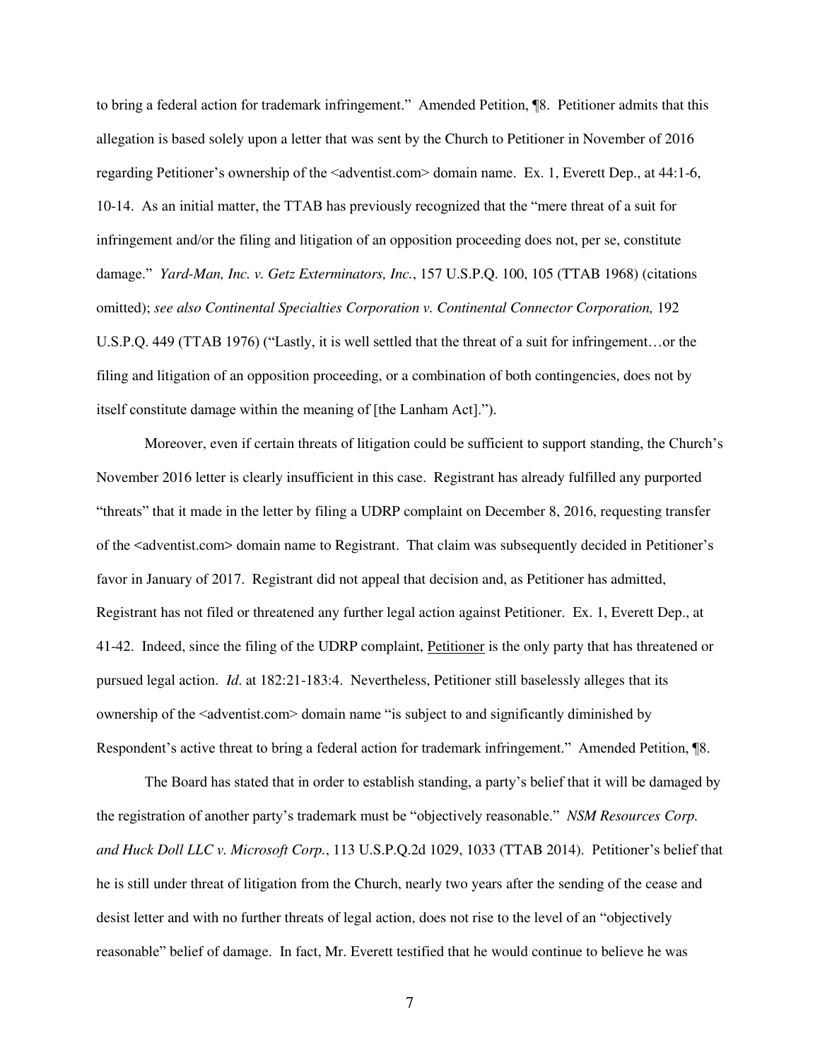to bring a federal action for trademark infringement." Amended Petition, ¶8. Petitioner admits that this allegation is based solely upon a letter that was sent by the Church to Petitioner in November of 2016 regarding Petitioner's ownership of the <adventist.com> domain name. Ex. 1, Everett Dep., at 44:1-6, 10-14. As an initial matter, the TTAB has previously recognized that the "mere threat of a suit for infringement and/or the filing and litigation of an opposition proceeding does not, per se, constitute damage." *Yard-Man, Inc. v. Getz Exterminators, Inc.*, 157 U.S.P.Q. 100, 105 (TTAB 1968) (citations omitted); *see also Continental Specialties Corporation v. Continental Connector Corporation,* 192 U.S.P.Q. 449 (TTAB 1976) ("Lastly, it is well settled that the threat of a suit for infringement…or the filing and litigation of an opposition proceeding, or a combination of both contingencies, does not by itself constitute damage within the meaning of [the Lanham Act].").

Moreover, even if certain threats of litigation could be sufficient to support standing, the Church's November 2016 letter is clearly insufficient in this case. Registrant has already fulfilled any purported "threats" that it made in the letter by filing a UDRP complaint on December 8, 2016, requesting transfer of the <adventist.com> domain name to Registrant. That claim was subsequently decided in Petitioner's favor in January of 2017. Registrant did not appeal that decision and, as Petitioner has admitted, Registrant has not filed or threatened any further legal action against Petitioner. Ex. 1, Everett Dep., at 41-42. Indeed, since the filing of the UDRP complaint, <u>Petitioner</u> is the only party that has threatened or pursued legal action. *Id.* at 182:21-183:4. Nevertheless, Petitioner still baselessly alleges that its ownership of the <adventist.com> domain name "is subject to and significantly diminished by Respondent's active threat to bring a federal action for trademark infringement." Amended Petition, ¶8.

The Board has stated that in order to establish standing, a party's belief that it will be damaged by the registration of another party's trademark must be "objectively reasonable." *NSM Resources Corp. and Huck Doll LLC v. Microsoft Corp.*, 113 U.S.P.Q.2d 1029, 1033 (TTAB 2014). Petitioner's belief that he is still under threat of litigation from the Church, nearly two years after the sending of the cease and desist letter and with no further threats of legal action, does not rise to the level of an "objectively reasonable" belief of damage. In fact, Mr. Everett testified that he would continue to believe he was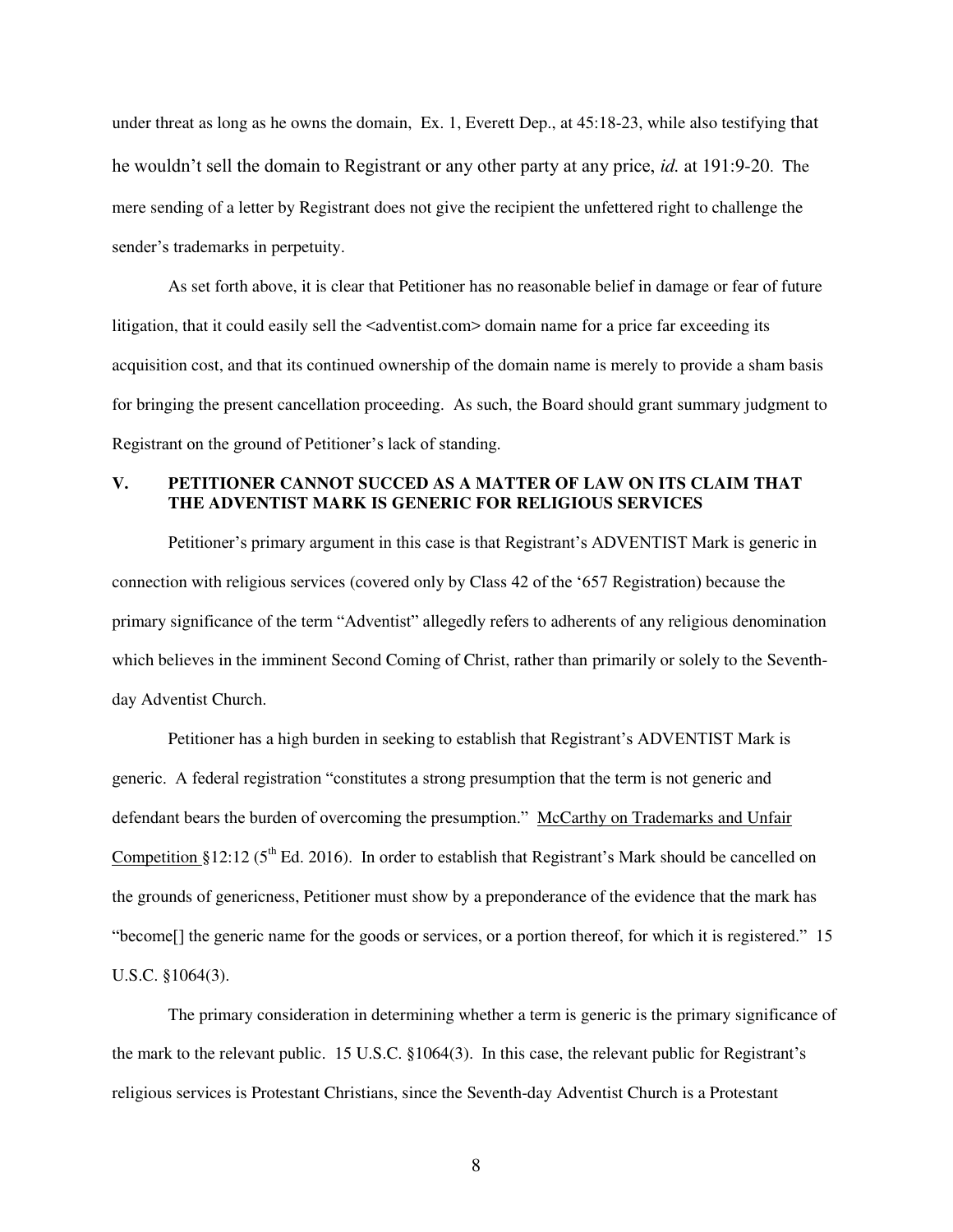under threat as long as he owns the domain, Ex. 1, Everett Dep., at 45:18-23, while also testifying that he wouldn't sell the domain to Registrant or any other party at any price, *id.* at 191:9-20. The mere sending of a letter by Registrant does not give the recipient the unfettered right to challenge the sender's trademarks in perpetuity.

As set forth above, it is clear that Petitioner has no reasonable belief in damage or fear of future litigation, that it could easily sell the <adventist.com> domain name for a price far exceeding its acquisition cost, and that its continued ownership of the domain name is merely to provide a sham basis for bringing the present cancellation proceeding. As such, the Board should grant summary judgment to Registrant on the ground of Petitioner's lack of standing.

## V. PETITIONER CANNOT SUCCED AS A MATTER OF LAW ON ITS CLAIM THAT THE ADVENTIST MARK IS GENERIC FOR RELIGIOUS SERVICES

Petitioner's primary argument in this case is that Registrant's ADVENTIST Mark is generic in connection with religious services (covered only by Class 42 of the '657 Registration) because the primary significance of the term "Adventist" allegedly refers to adherents of any religious denomination which believes in the imminent Second Coming of Christ, rather than primarily or solely to the Seventh-day Adventist Church.

Petitioner has a high burden in seeking to establish that Registrant's ADVENTIST Mark is generic. A federal registration "constitutes a strong presumption that the term is not generic and defendant bears the burden of overcoming the presumption." McCarthy on Trademarks and Unfair Competition §12:12 (5th Ed. 2016). In order to establish that Registrant's Mark should be cancelled on the grounds of genericness, Petitioner must show by a preponderance of the evidence that the mark has "become[] the generic name for the goods or services, or a portion thereof, for which it is registered." 15 U.S.C. §1064(3).

The primary consideration in determining whether a term is generic is the primary significance of the mark to the relevant public. 15 U.S.C. §1064(3). In this case, the relevant public for Registrant's religious services is Protestant Christians, since the Seventh-day Adventist Church is a Protestant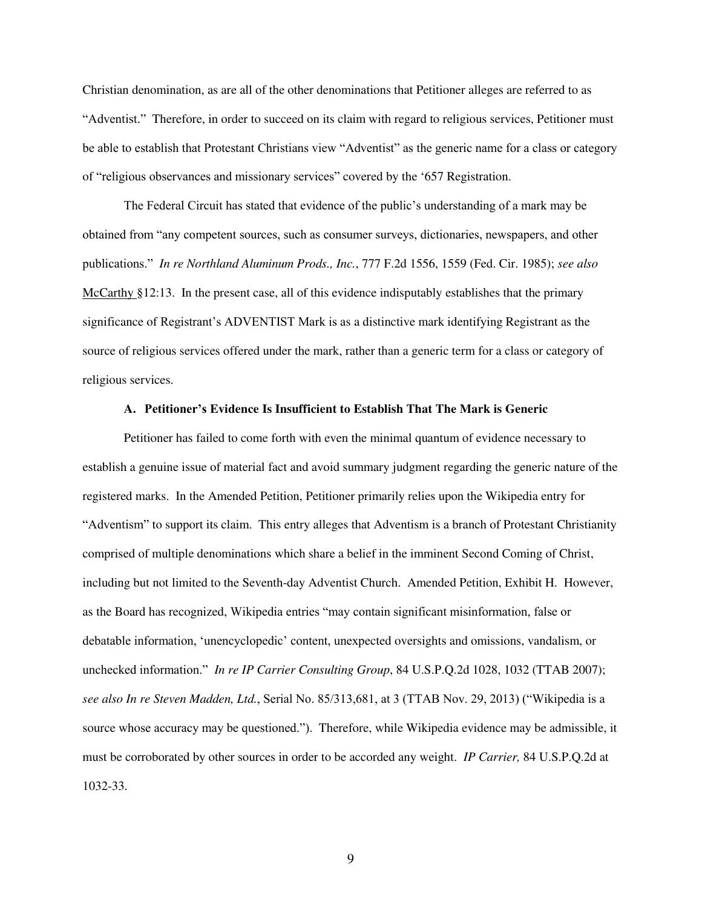Christian denomination, as are all of the other denominations that Petitioner alleges are referred to as "Adventist." Therefore, in order to succeed on its claim with regard to religious services, Petitioner must be able to establish that Protestant Christians view "Adventist" as the generic name for a class or category of "religious observances and missionary services" covered by the '657 Registration.

The Federal Circuit has stated that evidence of the public's understanding of a mark may be obtained from "any competent sources, such as consumer surveys, dictionaries, newspapers, and other publications." *In re Northland Aluminum Prods., Inc.*, 777 F.2d 1556, 1559 (Fed. Cir. 1985); *see also* McCarthy §12:13. In the present case, all of this evidence indisputably establishes that the primary significance of Registrant's ADVENTIST Mark is as a distinctive mark identifying Registrant as the source of religious services offered under the mark, rather than a generic term for a class or category of religious services.

### A. Petitioner's Evidence Is Insufficient to Establish That The Mark is Generic

Petitioner has failed to come forth with even the minimal quantum of evidence necessary to establish a genuine issue of material fact and avoid summary judgment regarding the generic nature of the registered marks. In the Amended Petition, Petitioner primarily relies upon the Wikipedia entry for "Adventism" to support its claim. This entry alleges that Adventism is a branch of Protestant Christianity comprised of multiple denominations which share a belief in the imminent Second Coming of Christ, including but not limited to the Seventh-day Adventist Church. Amended Petition, Exhibit H. However, as the Board has recognized, Wikipedia entries "may contain significant misinformation, false or debatable information, 'unencyclopedic' content, unexpected oversights and omissions, vandalism, or unchecked information." *In re IP Carrier Consulting Group*, 84 U.S.P.Q.2d 1028, 1032 (TTAB 2007); *see also In re Steven Madden, Ltd.*, Serial No. 85/313,681, at 3 (TTAB Nov. 29, 2013) ("Wikipedia is a source whose accuracy may be questioned."). Therefore, while Wikipedia evidence may be admissible, it must be corroborated by other sources in order to be accorded any weight. *IP Carrier,* 84 U.S.P.Q.2d at 1032-33.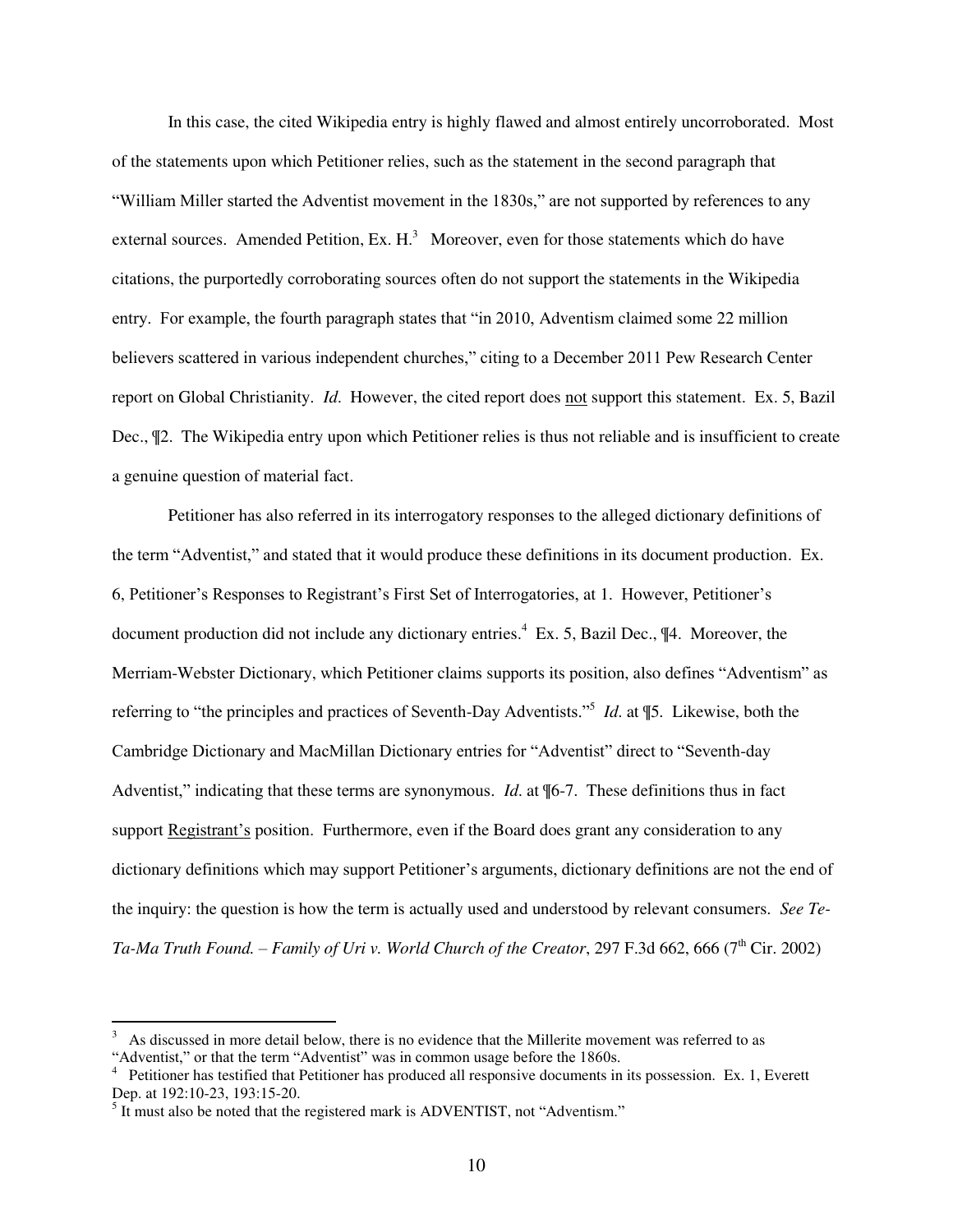In this case, the cited Wikipedia entry is highly flawed and almost entirely uncorroborated. Most of the statements upon which Petitioner relies, such as the statement in the second paragraph that "William Miller started the Adventist movement in the 1830s," are not supported by references to any external sources. Amended Petition, Ex. H.[3] Moreover, even for those statements which do have citations, the purportedly corroborating sources often do not support the statements in the Wikipedia entry. For example, the fourth paragraph states that "in 2010, Adventism claimed some 22 million believers scattered in various independent churches," citing to a December 2011 Pew Research Center report on Global Christianity. *Id.* However, the cited report does not support this statement. Ex. 5, Bazil Dec., ¶2. The Wikipedia entry upon which Petitioner relies is thus not reliable and is insufficient to create a genuine question of material fact.

Petitioner has also referred in its interrogatory responses to the alleged dictionary definitions of the term "Adventist," and stated that it would produce these definitions in its document production. Ex. 6, Petitioner's Responses to Registrant's First Set of Interrogatories, at 1. However, Petitioner's document production did not include any dictionary entries.[4] Ex. 5, Bazil Dec., ¶4. Moreover, the Merriam-Webster Dictionary, which Petitioner claims supports its position, also defines "Adventism" as referring to "the principles and practices of Seventh-Day Adventists."[5] *Id.* at ¶5. Likewise, both the Cambridge Dictionary and MacMillan Dictionary entries for "Adventist" direct to "Seventh-day Adventist," indicating that these terms are synonymous. *Id.* at ¶6-7. These definitions thus in fact support Registrant's position. Furthermore, even if the Board does grant any consideration to any dictionary definitions which may support Petitioner's arguments, dictionary definitions are not the end of the inquiry: the question is how the term is actually used and understood by relevant consumers. *See Te-Ta-Ma Truth Found. – Family of Uri v. World Church of the Creator*, 297 F.3d 662, 666 (7th Cir. 2002)

---

[3] As discussed in more detail below, there is no evidence that the Millerite movement was referred to as "Adventist," or that the term "Adventist" was in common usage before the 1860s.

[4] Petitioner has testified that Petitioner has produced all responsive documents in its possession. Ex. 1, Everett Dep. at 192:10-23, 193:15-20.

[5] It must also be noted that the registered mark is ADVENTIST, not "Adventism."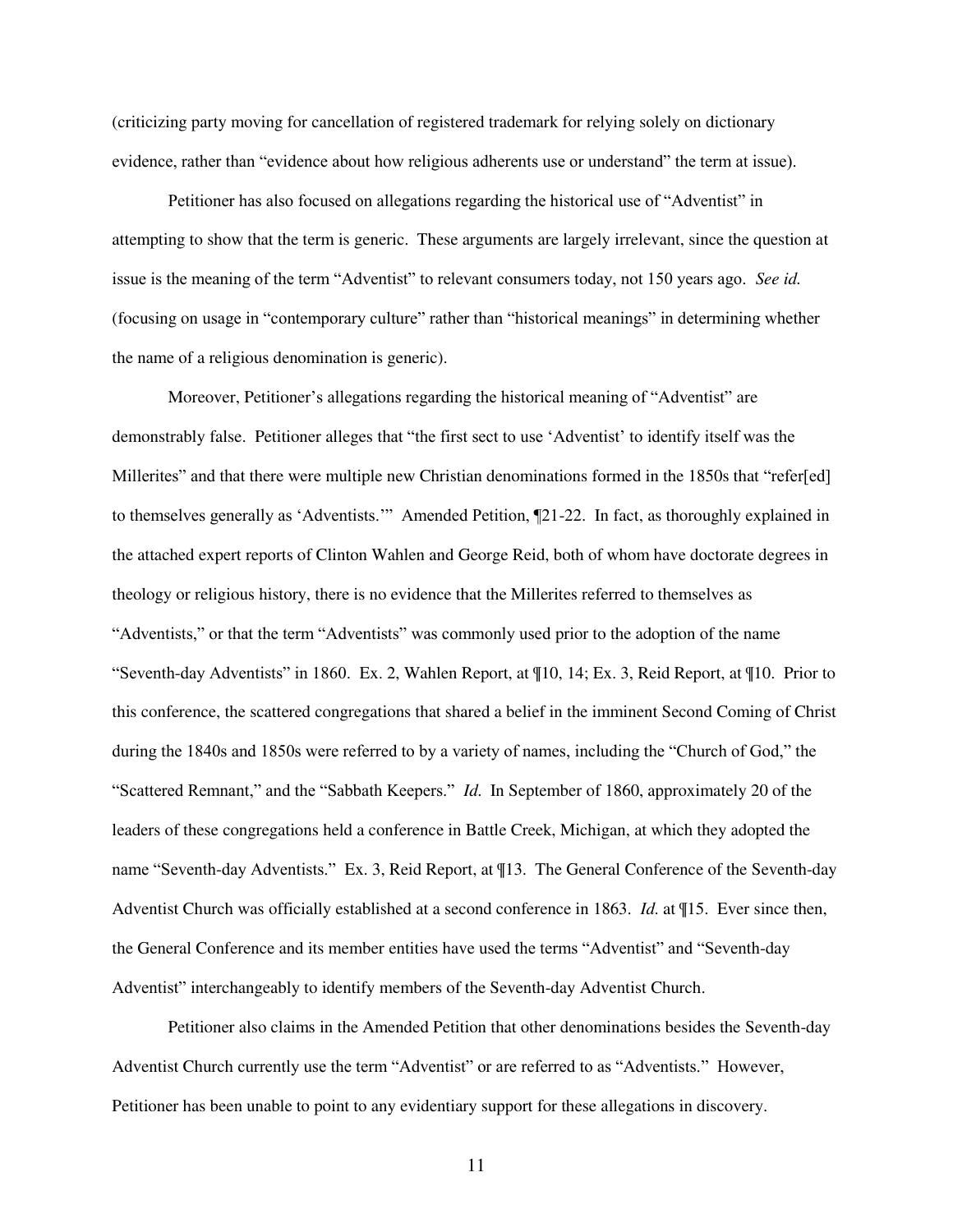(criticizing party moving for cancellation of registered trademark for relying solely on dictionary evidence, rather than "evidence about how religious adherents use or understand" the term at issue).

Petitioner has also focused on allegations regarding the historical use of "Adventist" in attempting to show that the term is generic. These arguments are largely irrelevant, since the question at issue is the meaning of the term "Adventist" to relevant consumers today, not 150 years ago. *See id.* (focusing on usage in "contemporary culture" rather than "historical meanings" in determining whether the name of a religious denomination is generic).

Moreover, Petitioner's allegations regarding the historical meaning of "Adventist" are demonstrably false. Petitioner alleges that "the first sect to use 'Adventist' to identify itself was the Millerites" and that there were multiple new Christian denominations formed in the 1850s that "refer[ed] to themselves generally as 'Adventists.'" Amended Petition, ¶21-22. In fact, as thoroughly explained in the attached expert reports of Clinton Wahlen and George Reid, both of whom have doctorate degrees in theology or religious history, there is no evidence that the Millerites referred to themselves as "Adventists," or that the term "Adventists" was commonly used prior to the adoption of the name "Seventh-day Adventists" in 1860. Ex. 2, Wahlen Report, at ¶10, 14; Ex. 3, Reid Report, at ¶10. Prior to this conference, the scattered congregations that shared a belief in the imminent Second Coming of Christ during the 1840s and 1850s were referred to by a variety of names, including the "Church of God," the "Scattered Remnant," and the "Sabbath Keepers." *Id.* In September of 1860, approximately 20 of the leaders of these congregations held a conference in Battle Creek, Michigan, at which they adopted the name "Seventh-day Adventists." Ex. 3, Reid Report, at ¶13. The General Conference of the Seventh-day Adventist Church was officially established at a second conference in 1863. *Id.* at ¶15. Ever since then, the General Conference and its member entities have used the terms "Adventist" and "Seventh-day Adventist" interchangeably to identify members of the Seventh-day Adventist Church.

Petitioner also claims in the Amended Petition that other denominations besides the Seventh-day Adventist Church currently use the term "Adventist" or are referred to as "Adventists." However, Petitioner has been unable to point to any evidentiary support for these allegations in discovery.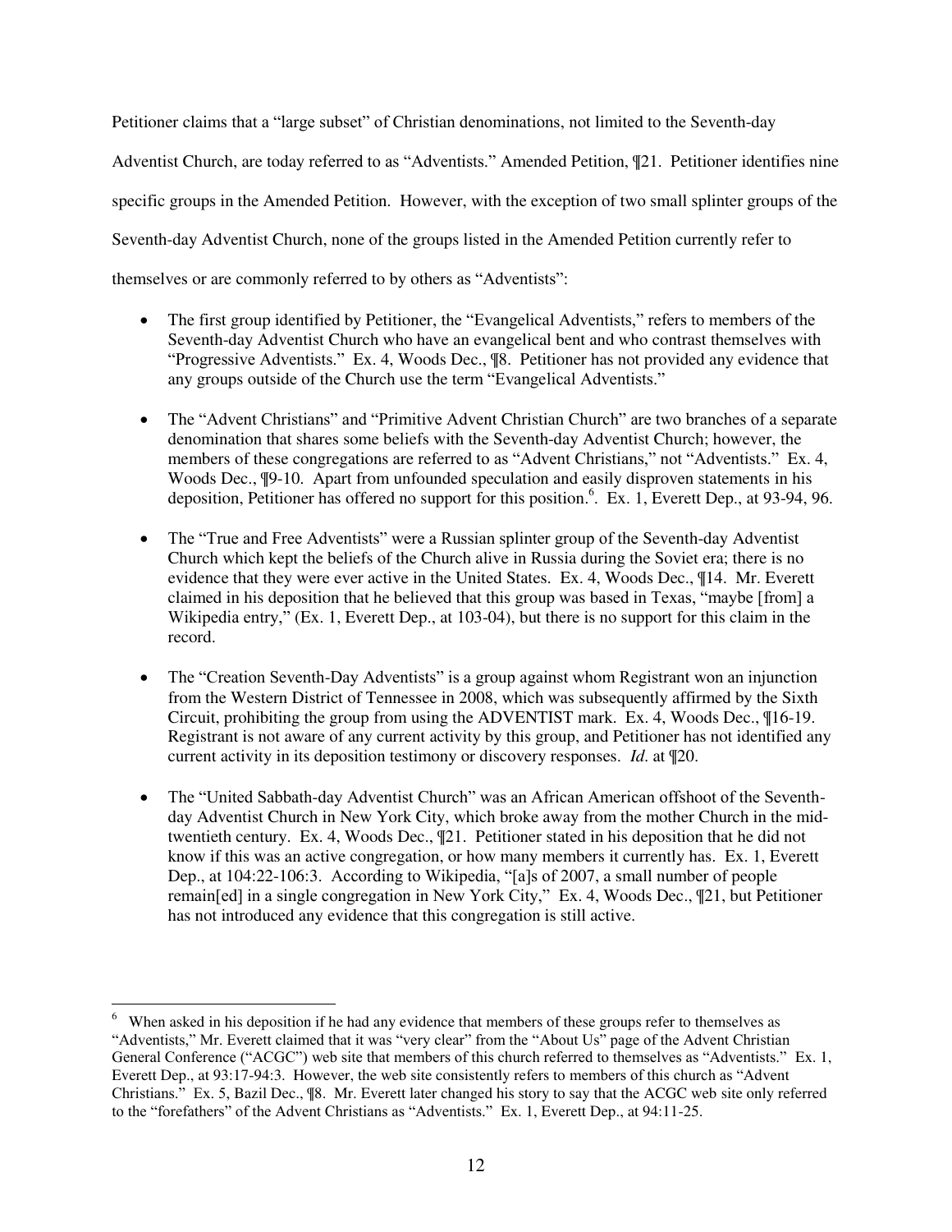Petitioner claims that a "large subset" of Christian denominations, not limited to the Seventh-day Adventist Church, are today referred to as "Adventists." Amended Petition, ¶21. Petitioner identifies nine specific groups in the Amended Petition. However, with the exception of two small splinter groups of the Seventh-day Adventist Church, none of the groups listed in the Amended Petition currently refer to themselves or are commonly referred to by others as "Adventists":

- The first group identified by Petitioner, the "Evangelical Adventists," refers to members of the Seventh-day Adventist Church who have an evangelical bent and who contrast themselves with "Progressive Adventists." Ex. 4, Woods Dec., ¶8. Petitioner has not provided any evidence that any groups outside of the Church use the term "Evangelical Adventists."

- The "Advent Christians" and "Primitive Advent Christian Church" are two branches of a separate denomination that shares some beliefs with the Seventh-day Adventist Church; however, the members of these congregations are referred to as "Advent Christians," not "Adventists." Ex. 4, Woods Dec., ¶9-10. Apart from unfounded speculation and easily disproven statements in his deposition, Petitioner has offered no support for this position.[6]. Ex. 1, Everett Dep., at 93-94, 96.

- The "True and Free Adventists" were a Russian splinter group of the Seventh-day Adventist Church which kept the beliefs of the Church alive in Russia during the Soviet era; there is no evidence that they were ever active in the United States. Ex. 4, Woods Dec., ¶14. Mr. Everett claimed in his deposition that he believed that this group was based in Texas, "maybe [from] a Wikipedia entry," (Ex. 1, Everett Dep., at 103-04), but there is no support for this claim in the record.

- The "Creation Seventh-Day Adventists" is a group against whom Registrant won an injunction from the Western District of Tennessee in 2008, which was subsequently affirmed by the Sixth Circuit, prohibiting the group from using the ADVENTIST mark. Ex. 4, Woods Dec., ¶16-19. Registrant is not aware of any current activity by this group, and Petitioner has not identified any current activity in its deposition testimony or discovery responses. *Id.* at ¶20.

- The "United Sabbath-day Adventist Church" was an African American offshoot of the Seventh-day Adventist Church in New York City, which broke away from the mother Church in the mid-twentieth century. Ex. 4, Woods Dec., ¶21. Petitioner stated in his deposition that he did not know if this was an active congregation, or how many members it currently has. Ex. 1, Everett Dep., at 104:22-106:3. According to Wikipedia, "[a]s of 2007, a small number of people remain[ed] in a single congregation in New York City," Ex. 4, Woods Dec., ¶21, but Petitioner has not introduced any evidence that this congregation is still active.

---

[6] When asked in his deposition if he had any evidence that members of these groups refer to themselves as "Adventists," Mr. Everett claimed that it was "very clear" from the "About Us" page of the Advent Christian General Conference ("ACGC") web site that members of this church referred to themselves as "Adventists." Ex. 1, Everett Dep., at 93:17-94:3. However, the web site consistently refers to members of this church as "Advent Christians." Ex. 5, Bazil Dec., ¶8. Mr. Everett later changed his story to say that the ACGC web site only referred to the "forefathers" of the Advent Christians as "Adventists." Ex. 1, Everett Dep., at 94:11-25.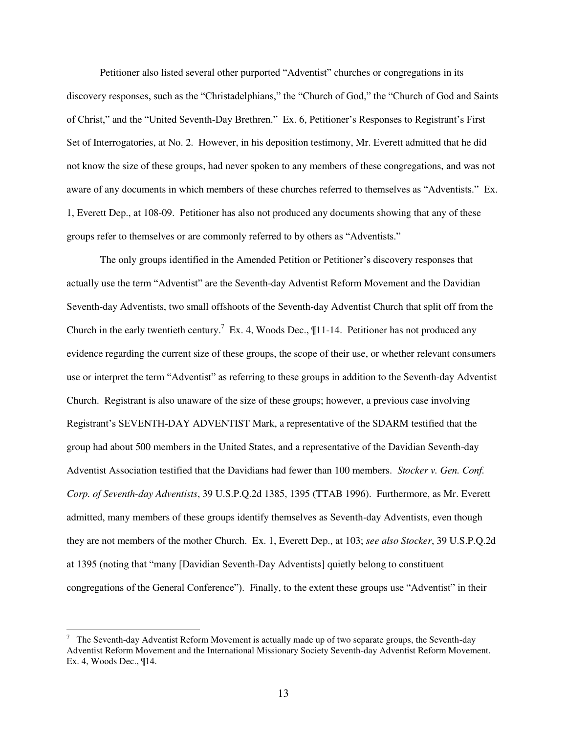Petitioner also listed several other purported "Adventist" churches or congregations in its discovery responses, such as the "Christadelphians," the "Church of God," the "Church of God and Saints of Christ," and the "United Seventh-Day Brethren." Ex. 6, Petitioner's Responses to Registrant's First Set of Interrogatories, at No. 2. However, in his deposition testimony, Mr. Everett admitted that he did not know the size of these groups, had never spoken to any members of these congregations, and was not aware of any documents in which members of these churches referred to themselves as "Adventists." Ex. 1, Everett Dep., at 108-09. Petitioner has also not produced any documents showing that any of these groups refer to themselves or are commonly referred to by others as "Adventists."

The only groups identified in the Amended Petition or Petitioner's discovery responses that actually use the term "Adventist" are the Seventh-day Adventist Reform Movement and the Davidian Seventh-day Adventists, two small offshoots of the Seventh-day Adventist Church that split off from the Church in the early twentieth century.[7] Ex. 4, Woods Dec., ¶11-14. Petitioner has not produced any evidence regarding the current size of these groups, the scope of their use, or whether relevant consumers use or interpret the term "Adventist" as referring to these groups in addition to the Seventh-day Adventist Church. Registrant is also unaware of the size of these groups; however, a previous case involving Registrant's SEVENTH-DAY ADVENTIST Mark, a representative of the SDARM testified that the group had about 500 members in the United States, and a representative of the Davidian Seventh-day Adventist Association testified that the Davidians had fewer than 100 members. *Stocker v. Gen. Conf. Corp. of Seventh-day Adventists*, 39 U.S.P.Q.2d 1385, 1395 (TTAB 1996). Furthermore, as Mr. Everett admitted, many members of these groups identify themselves as Seventh-day Adventists, even though they are not members of the mother Church. Ex. 1, Everett Dep., at 103; *see also Stocker*, 39 U.S.P.Q.2d at 1395 (noting that "many [Davidian Seventh-Day Adventists] quietly belong to constituent congregations of the General Conference"). Finally, to the extent these groups use "Adventist" in their

---

[7] The Seventh-day Adventist Reform Movement is actually made up of two separate groups, the Seventh-day Adventist Reform Movement and the International Missionary Society Seventh-day Adventist Reform Movement. Ex. 4, Woods Dec., ¶14.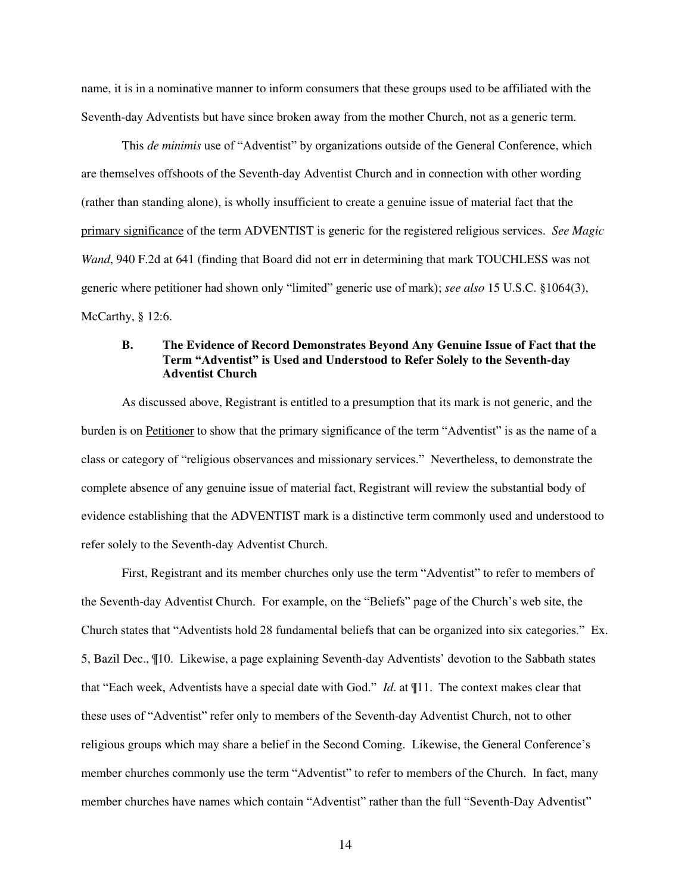name, it is in a nominative manner to inform consumers that these groups used to be affiliated with the Seventh-day Adventists but have since broken away from the mother Church, not as a generic term.

This *de minimis* use of "Adventist" by organizations outside of the General Conference, which are themselves offshoots of the Seventh-day Adventist Church and in connection with other wording (rather than standing alone), is wholly insufficient to create a genuine issue of material fact that the primary significance of the term ADVENTIST is generic for the registered religious services. *See Magic Wand*, 940 F.2d at 641 (finding that Board did not err in determining that mark TOUCHLESS was not generic where petitioner had shown only "limited" generic use of mark); *see also* 15 U.S.C. §1064(3), McCarthy, § 12:6.

### B. The Evidence of Record Demonstrates Beyond Any Genuine Issue of Fact that the Term "Adventist" is Used and Understood to Refer Solely to the Seventh-day Adventist Church

As discussed above, Registrant is entitled to a presumption that its mark is not generic, and the burden is on Petitioner to show that the primary significance of the term "Adventist" is as the name of a class or category of "religious observances and missionary services." Nevertheless, to demonstrate the complete absence of any genuine issue of material fact, Registrant will review the substantial body of evidence establishing that the ADVENTIST mark is a distinctive term commonly used and understood to refer solely to the Seventh-day Adventist Church.

First, Registrant and its member churches only use the term "Adventist" to refer to members of the Seventh-day Adventist Church. For example, on the "Beliefs" page of the Church's web site, the Church states that "Adventists hold 28 fundamental beliefs that can be organized into six categories." Ex. 5, Bazil Dec., ¶10. Likewise, a page explaining Seventh-day Adventists' devotion to the Sabbath states that "Each week, Adventists have a special date with God." *Id.* at ¶11. The context makes clear that these uses of "Adventist" refer only to members of the Seventh-day Adventist Church, not to other religious groups which may share a belief in the Second Coming. Likewise, the General Conference's member churches commonly use the term "Adventist" to refer to members of the Church. In fact, many member churches have names which contain "Adventist" rather than the full "Seventh-Day Adventist"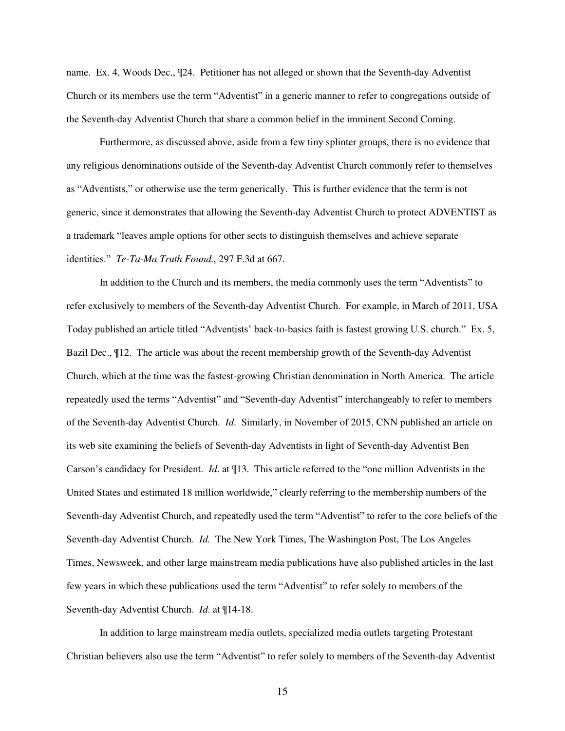name. Ex. 4, Woods Dec., ¶24. Petitioner has not alleged or shown that the Seventh-day Adventist Church or its members use the term "Adventist" in a generic manner to refer to congregations outside of the Seventh-day Adventist Church that share a common belief in the imminent Second Coming.

Furthermore, as discussed above, aside from a few tiny splinter groups, there is no evidence that any religious denominations outside of the Seventh-day Adventist Church commonly refer to themselves as "Adventists," or otherwise use the term generically. This is further evidence that the term is not generic, since it demonstrates that allowing the Seventh-day Adventist Church to protect ADVENTIST as a trademark "leaves ample options for other sects to distinguish themselves and achieve separate identities." *Te-Ta-Ma Truth Found.*, 297 F.3d at 667.

In addition to the Church and its members, the media commonly uses the term "Adventists" to refer exclusively to members of the Seventh-day Adventist Church. For example, in March of 2011, USA Today published an article titled "Adventists' back-to-basics faith is fastest growing U.S. church." Ex. 5, Bazil Dec., ¶12. The article was about the recent membership growth of the Seventh-day Adventist Church, which at the time was the fastest-growing Christian denomination in North America. The article repeatedly used the terms "Adventist" and "Seventh-day Adventist" interchangeably to refer to members of the Seventh-day Adventist Church. *Id.* Similarly, in November of 2015, CNN published an article on its web site examining the beliefs of Seventh-day Adventists in light of Seventh-day Adventist Ben Carson's candidacy for President. *Id.* at ¶13. This article referred to the "one million Adventists in the United States and estimated 18 million worldwide," clearly referring to the membership numbers of the Seventh-day Adventist Church, and repeatedly used the term "Adventist" to refer to the core beliefs of the Seventh-day Adventist Church. *Id.* The New York Times, The Washington Post, The Los Angeles Times, Newsweek, and other large mainstream media publications have also published articles in the last few years in which these publications used the term "Adventist" to refer solely to members of the Seventh-day Adventist Church. *Id.* at ¶14-18.

In addition to large mainstream media outlets, specialized media outlets targeting Protestant Christian believers also use the term "Adventist" to refer solely to members of the Seventh-day Adventist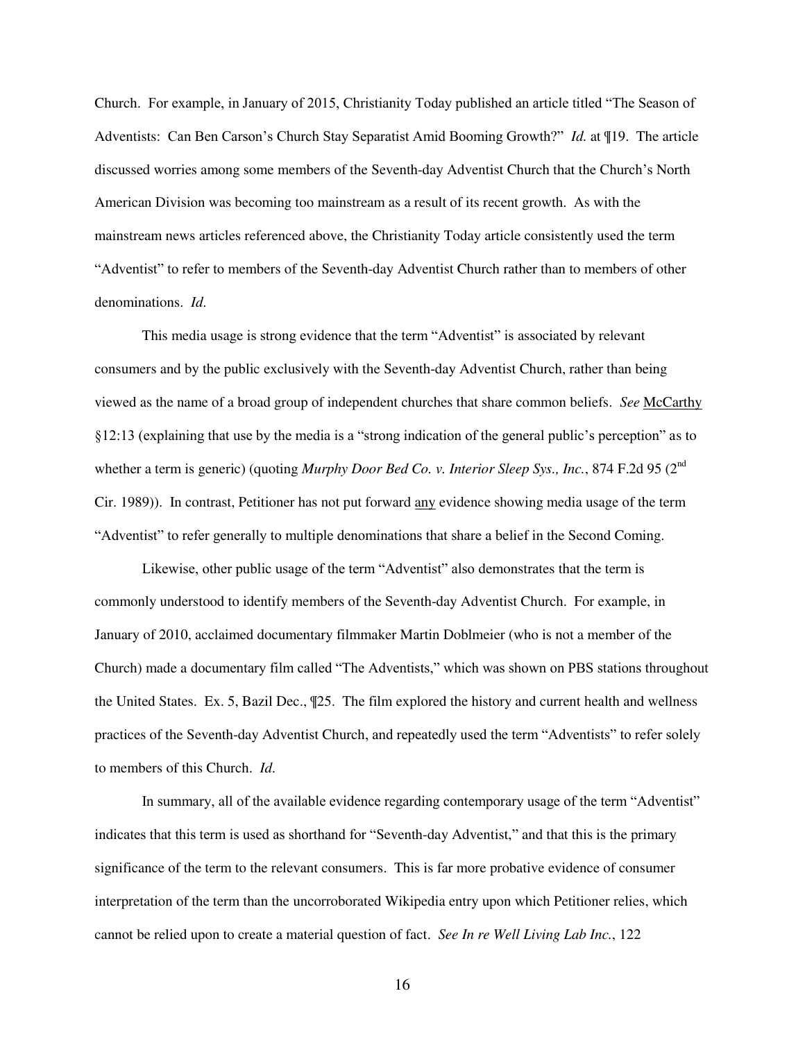Church. For example, in January of 2015, Christianity Today published an article titled "The Season of Adventists: Can Ben Carson's Church Stay Separatist Amid Booming Growth?" *Id.* at ¶19. The article discussed worries among some members of the Seventh-day Adventist Church that the Church's North American Division was becoming too mainstream as a result of its recent growth. As with the mainstream news articles referenced above, the Christianity Today article consistently used the term "Adventist" to refer to members of the Seventh-day Adventist Church rather than to members of other denominations. *Id.*

This media usage is strong evidence that the term "Adventist" is associated by relevant consumers and by the public exclusively with the Seventh-day Adventist Church, rather than being viewed as the name of a broad group of independent churches that share common beliefs. *See* McCarthy §12:13 (explaining that use by the media is a "strong indication of the general public's perception" as to whether a term is generic) (quoting *Murphy Door Bed Co. v. Interior Sleep Sys., Inc.*, 874 F.2d 95 (2nd Cir. 1989)). In contrast, Petitioner has not put forward any evidence showing media usage of the term "Adventist" to refer generally to multiple denominations that share a belief in the Second Coming.

Likewise, other public usage of the term "Adventist" also demonstrates that the term is commonly understood to identify members of the Seventh-day Adventist Church. For example, in January of 2010, acclaimed documentary filmmaker Martin Doblmeier (who is not a member of the Church) made a documentary film called "The Adventists," which was shown on PBS stations throughout the United States. Ex. 5, Bazil Dec., ¶25. The film explored the history and current health and wellness practices of the Seventh-day Adventist Church, and repeatedly used the term "Adventists" to refer solely to members of this Church. *Id.*

In summary, all of the available evidence regarding contemporary usage of the term "Adventist" indicates that this term is used as shorthand for "Seventh-day Adventist," and that this is the primary significance of the term to the relevant consumers. This is far more probative evidence of consumer interpretation of the term than the uncorroborated Wikipedia entry upon which Petitioner relies, which cannot be relied upon to create a material question of fact. *See In re Well Living Lab Inc.*, 122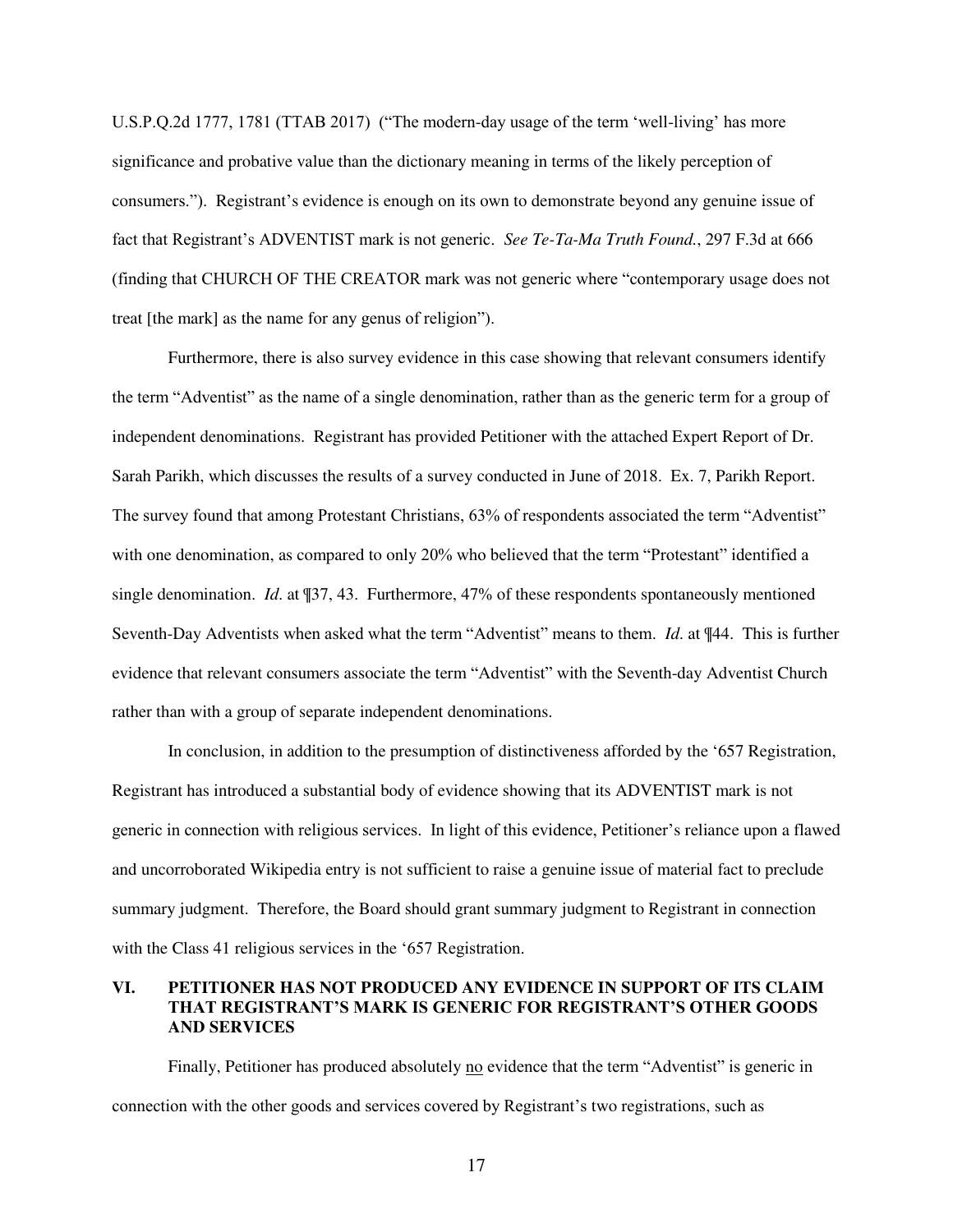U.S.P.Q.2d 1777, 1781 (TTAB 2017) ("The modern-day usage of the term 'well-living' has more significance and probative value than the dictionary meaning in terms of the likely perception of consumers."). Registrant's evidence is enough on its own to demonstrate beyond any genuine issue of fact that Registrant's ADVENTIST mark is not generic. *See Te-Ta-Ma Truth Found.*, 297 F.3d at 666 (finding that CHURCH OF THE CREATOR mark was not generic where "contemporary usage does not treat [the mark] as the name for any genus of religion").

Furthermore, there is also survey evidence in this case showing that relevant consumers identify the term "Adventist" as the name of a single denomination, rather than as the generic term for a group of independent denominations. Registrant has provided Petitioner with the attached Expert Report of Dr. Sarah Parikh, which discusses the results of a survey conducted in June of 2018. Ex. 7, Parikh Report. The survey found that among Protestant Christians, 63% of respondents associated the term "Adventist" with one denomination, as compared to only 20% who believed that the term "Protestant" identified a single denomination. *Id*. at ¶37, 43. Furthermore, 47% of these respondents spontaneously mentioned Seventh-Day Adventists when asked what the term "Adventist" means to them. *Id*. at ¶44. This is further evidence that relevant consumers associate the term "Adventist" with the Seventh-day Adventist Church rather than with a group of separate independent denominations.

In conclusion, in addition to the presumption of distinctiveness afforded by the '657 Registration, Registrant has introduced a substantial body of evidence showing that its ADVENTIST mark is not generic in connection with religious services. In light of this evidence, Petitioner's reliance upon a flawed and uncorroborated Wikipedia entry is not sufficient to raise a genuine issue of material fact to preclude summary judgment. Therefore, the Board should grant summary judgment to Registrant in connection with the Class 41 religious services in the '657 Registration.

## VI. PETITIONER HAS NOT PRODUCED ANY EVIDENCE IN SUPPORT OF ITS CLAIM THAT REGISTRANT'S MARK IS GENERIC FOR REGISTRANT'S OTHER GOODS AND SERVICES

Finally, Petitioner has produced absolutely <u>no</u> evidence that the term "Adventist" is generic in connection with the other goods and services covered by Registrant's two registrations, such as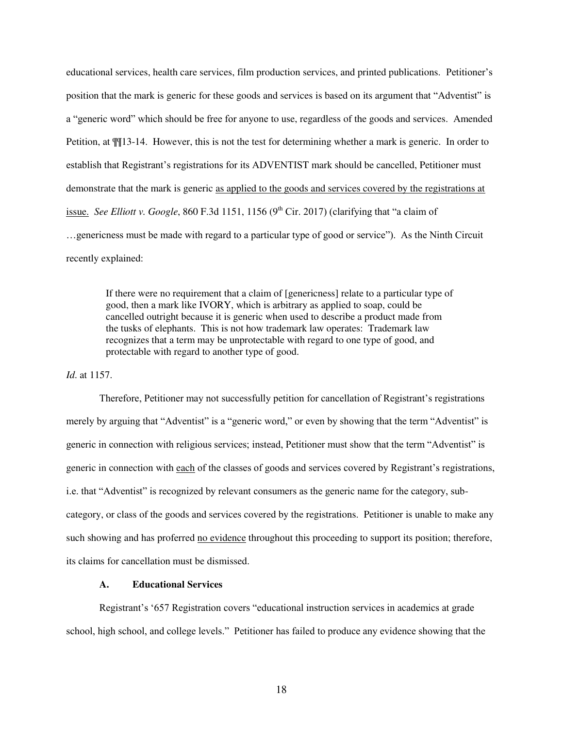educational services, health care services, film production services, and printed publications. Petitioner's position that the mark is generic for these goods and services is based on its argument that "Adventist" is a "generic word" which should be free for anyone to use, regardless of the goods and services. Amended Petition, at ¶¶13-14. However, this is not the test for determining whether a mark is generic. In order to establish that Registrant's registrations for its ADVENTIST mark should be cancelled, Petitioner must demonstrate that the mark is generic <u>as applied to the goods and services covered by the registrations at issue.</u> *See Elliott v. Google*, 860 F.3d 1151, 1156 (9th Cir. 2017) (clarifying that "a claim of …genericness must be made with regard to a particular type of good or service"). As the Ninth Circuit recently explained:

> If there were no requirement that a claim of [genericness] relate to a particular type of good, then a mark like IVORY, which is arbitrary as applied to soap, could be cancelled outright because it is generic when used to describe a product made from the tusks of elephants. This is not how trademark law operates: Trademark law recognizes that a term may be unprotectable with regard to one type of good, and protectable with regard to another type of good.

*Id*. at 1157.

Therefore, Petitioner may not successfully petition for cancellation of Registrant's registrations merely by arguing that "Adventist" is a "generic word," or even by showing that the term "Adventist" is generic in connection with religious services; instead, Petitioner must show that the term "Adventist" is generic in connection with <u>each</u> of the classes of goods and services covered by Registrant's registrations, i.e. that "Adventist" is recognized by relevant consumers as the generic name for the category, sub-category, or class of the goods and services covered by the registrations. Petitioner is unable to make any such showing and has proferred <u>no evidence</u> throughout this proceeding to support its position; therefore, its claims for cancellation must be dismissed.

### A. Educational Services

Registrant's '657 Registration covers "educational instruction services in academics at grade school, high school, and college levels." Petitioner has failed to produce any evidence showing that the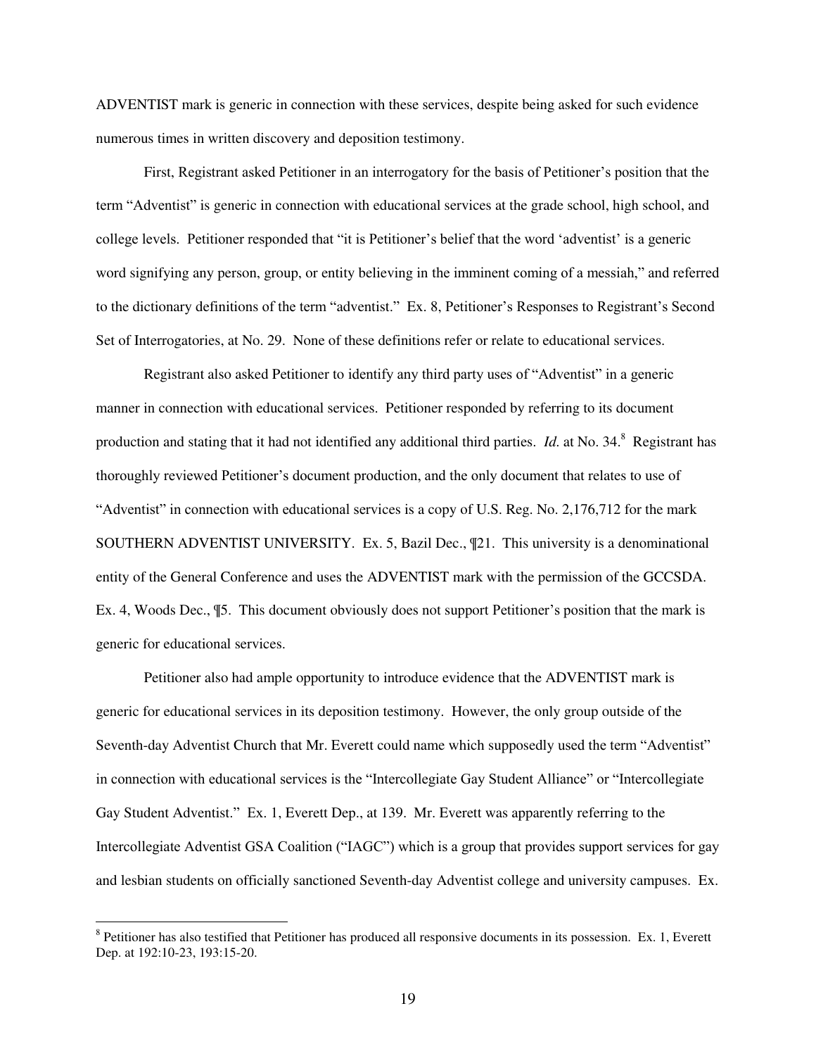ADVENTIST mark is generic in connection with these services, despite being asked for such evidence numerous times in written discovery and deposition testimony.

First, Registrant asked Petitioner in an interrogatory for the basis of Petitioner's position that the term "Adventist" is generic in connection with educational services at the grade school, high school, and college levels. Petitioner responded that "it is Petitioner's belief that the word 'adventist' is a generic word signifying any person, group, or entity believing in the imminent coming of a messiah," and referred to the dictionary definitions of the term "adventist." Ex. 8, Petitioner's Responses to Registrant's Second Set of Interrogatories, at No. 29. None of these definitions refer or relate to educational services.

Registrant also asked Petitioner to identify any third party uses of "Adventist" in a generic manner in connection with educational services. Petitioner responded by referring to its document production and stating that it had not identified any additional third parties. *Id.* at No. 34.[8] Registrant has thoroughly reviewed Petitioner's document production, and the only document that relates to use of "Adventist" in connection with educational services is a copy of U.S. Reg. No. 2,176,712 for the mark SOUTHERN ADVENTIST UNIVERSITY. Ex. 5, Bazil Dec., ¶21. This university is a denominational entity of the General Conference and uses the ADVENTIST mark with the permission of the GCCSDA. Ex. 4, Woods Dec., ¶5. This document obviously does not support Petitioner's position that the mark is generic for educational services.

Petitioner also had ample opportunity to introduce evidence that the ADVENTIST mark is generic for educational services in its deposition testimony. However, the only group outside of the Seventh-day Adventist Church that Mr. Everett could name which supposedly used the term "Adventist" in connection with educational services is the "Intercollegiate Gay Student Alliance" or "Intercollegiate Gay Student Adventist." Ex. 1, Everett Dep., at 139. Mr. Everett was apparently referring to the Intercollegiate Adventist GSA Coalition ("IAGC") which is a group that provides support services for gay and lesbian students on officially sanctioned Seventh-day Adventist college and university campuses. Ex.

---

[8] Petitioner has also testified that Petitioner has produced all responsive documents in its possession. Ex. 1, Everett Dep. at 192:10-23, 193:15-20.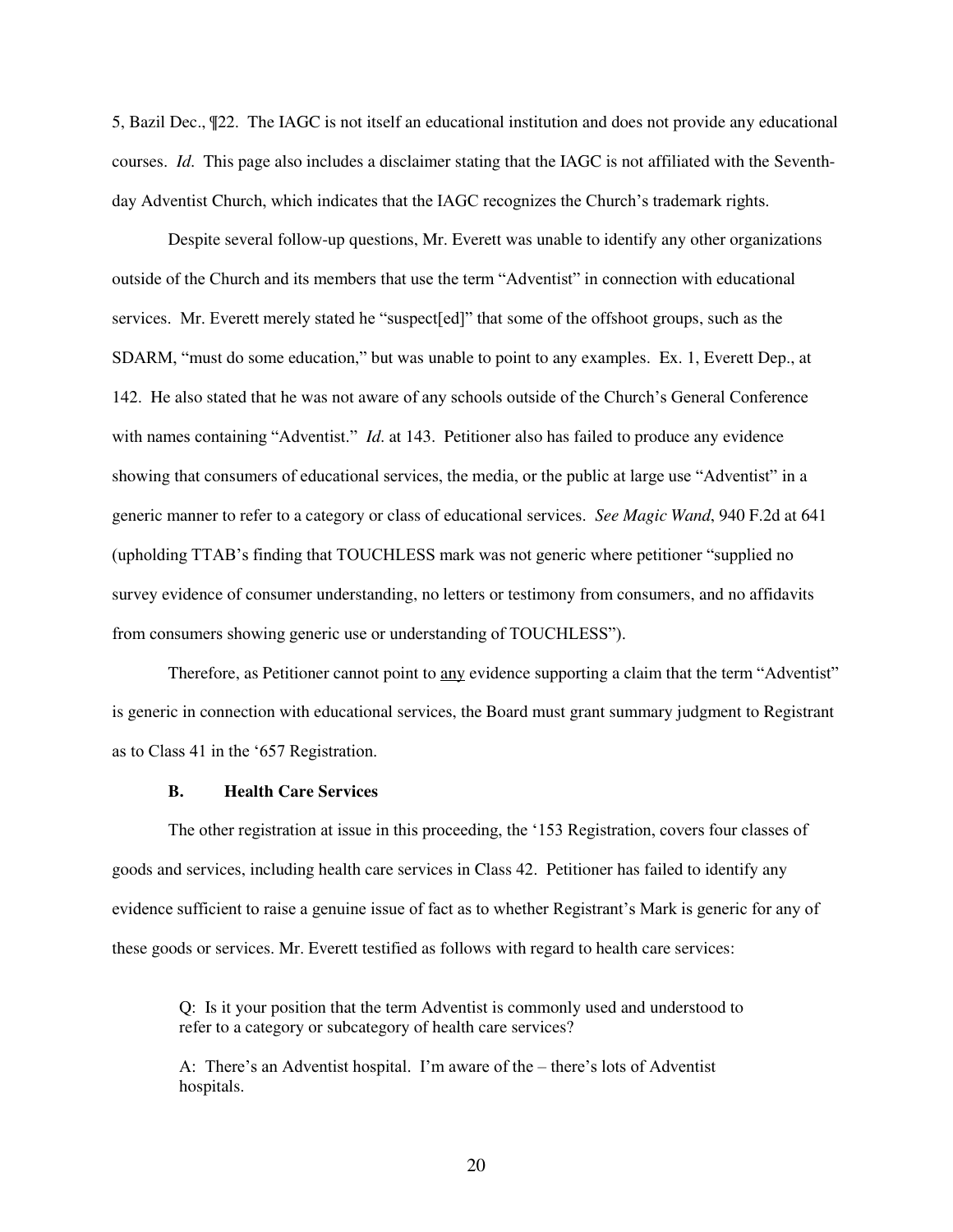5, Bazil Dec., ¶22. The IAGC is not itself an educational institution and does not provide any educational courses. *Id.* This page also includes a disclaimer stating that the IAGC is not affiliated with the Seventh-day Adventist Church, which indicates that the IAGC recognizes the Church's trademark rights.

Despite several follow-up questions, Mr. Everett was unable to identify any other organizations outside of the Church and its members that use the term "Adventist" in connection with educational services. Mr. Everett merely stated he "suspect[ed]" that some of the offshoot groups, such as the SDARM, "must do some education," but was unable to point to any examples. Ex. 1, Everett Dep., at 142. He also stated that he was not aware of any schools outside of the Church's General Conference with names containing "Adventist." *Id.* at 143. Petitioner also has failed to produce any evidence showing that consumers of educational services, the media, or the public at large use "Adventist" in a generic manner to refer to a category or class of educational services. *See Magic Wand*, 940 F.2d at 641 (upholding TTAB's finding that TOUCHLESS mark was not generic where petitioner "supplied no survey evidence of consumer understanding, no letters or testimony from consumers, and no affidavits from consumers showing generic use or understanding of TOUCHLESS").

Therefore, as Petitioner cannot point to <u>any</u> evidence supporting a claim that the term "Adventist" is generic in connection with educational services, the Board must grant summary judgment to Registrant as to Class 41 in the '657 Registration.

### B. Health Care Services

The other registration at issue in this proceeding, the '153 Registration, covers four classes of goods and services, including health care services in Class 42. Petitioner has failed to identify any evidence sufficient to raise a genuine issue of fact as to whether Registrant's Mark is generic for any of these goods or services. Mr. Everett testified as follows with regard to health care services:

> Q: Is it your position that the term Adventist is commonly used and understood to refer to a category or subcategory of health care services?
>
> A: There's an Adventist hospital. I'm aware of the – there's lots of Adventist hospitals.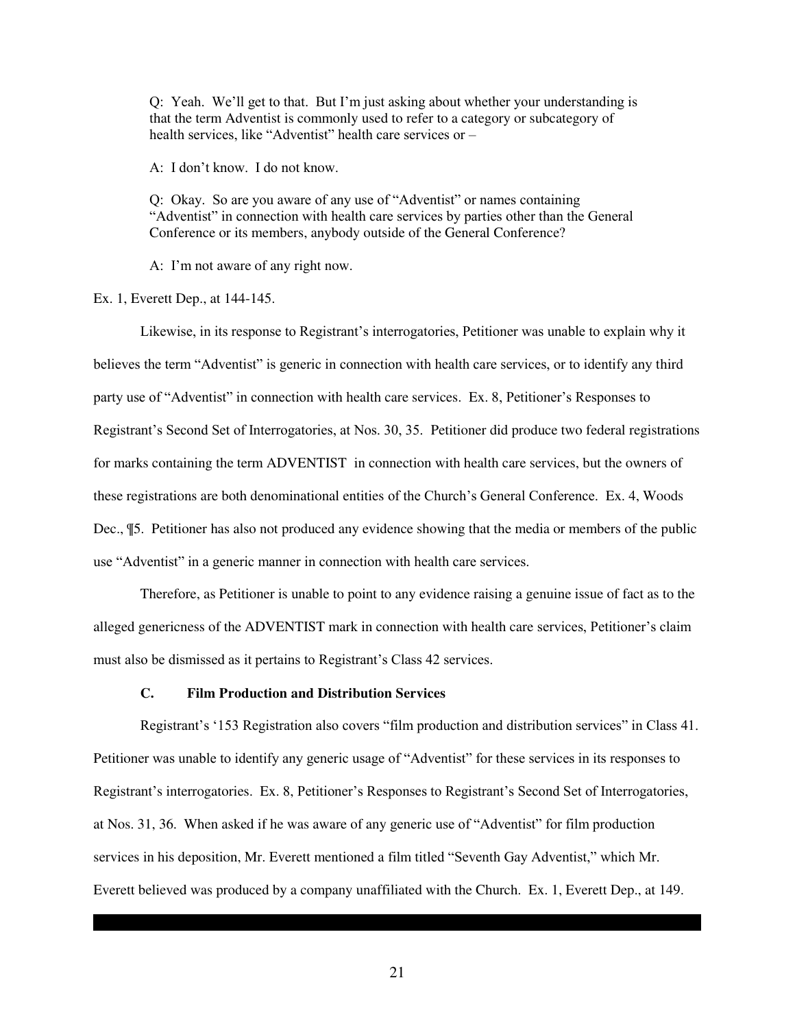> Q: Yeah. We'll get to that. But I'm just asking about whether your understanding is that the term Adventist is commonly used to refer to a category or subcategory of health services, like "Adventist" health care services or –
>
> A: I don't know. I do not know.
>
> Q: Okay. So are you aware of any use of "Adventist" or names containing "Adventist" in connection with health care services by parties other than the General Conference or its members, anybody outside of the General Conference?
>
> A: I'm not aware of any right now.

Ex. 1, Everett Dep., at 144-145.

Likewise, in its response to Registrant's interrogatories, Petitioner was unable to explain why it believes the term "Adventist" is generic in connection with health care services, or to identify any third party use of "Adventist" in connection with health care services. Ex. 8, Petitioner's Responses to Registrant's Second Set of Interrogatories, at Nos. 30, 35. Petitioner did produce two federal registrations for marks containing the term ADVENTIST in connection with health care services, but the owners of these registrations are both denominational entities of the Church's General Conference. Ex. 4, Woods Dec., ¶5. Petitioner has also not produced any evidence showing that the media or members of the public use "Adventist" in a generic manner in connection with health care services.

Therefore, as Petitioner is unable to point to any evidence raising a genuine issue of fact as to the alleged genericness of the ADVENTIST mark in connection with health care services, Petitioner's claim must also be dismissed as it pertains to Registrant's Class 42 services.

### C. Film Production and Distribution Services

Registrant's '153 Registration also covers "film production and distribution services" in Class 41. Petitioner was unable to identify any generic usage of "Adventist" for these services in its responses to Registrant's interrogatories. Ex. 8, Petitioner's Responses to Registrant's Second Set of Interrogatories, at Nos. 31, 36. When asked if he was aware of any generic use of "Adventist" for film production services in his deposition, Mr. Everett mentioned a film titled "Seventh Gay Adventist," which Mr. Everett believed was produced by a company unaffiliated with the Church. Ex. 1, Everett Dep., at 149.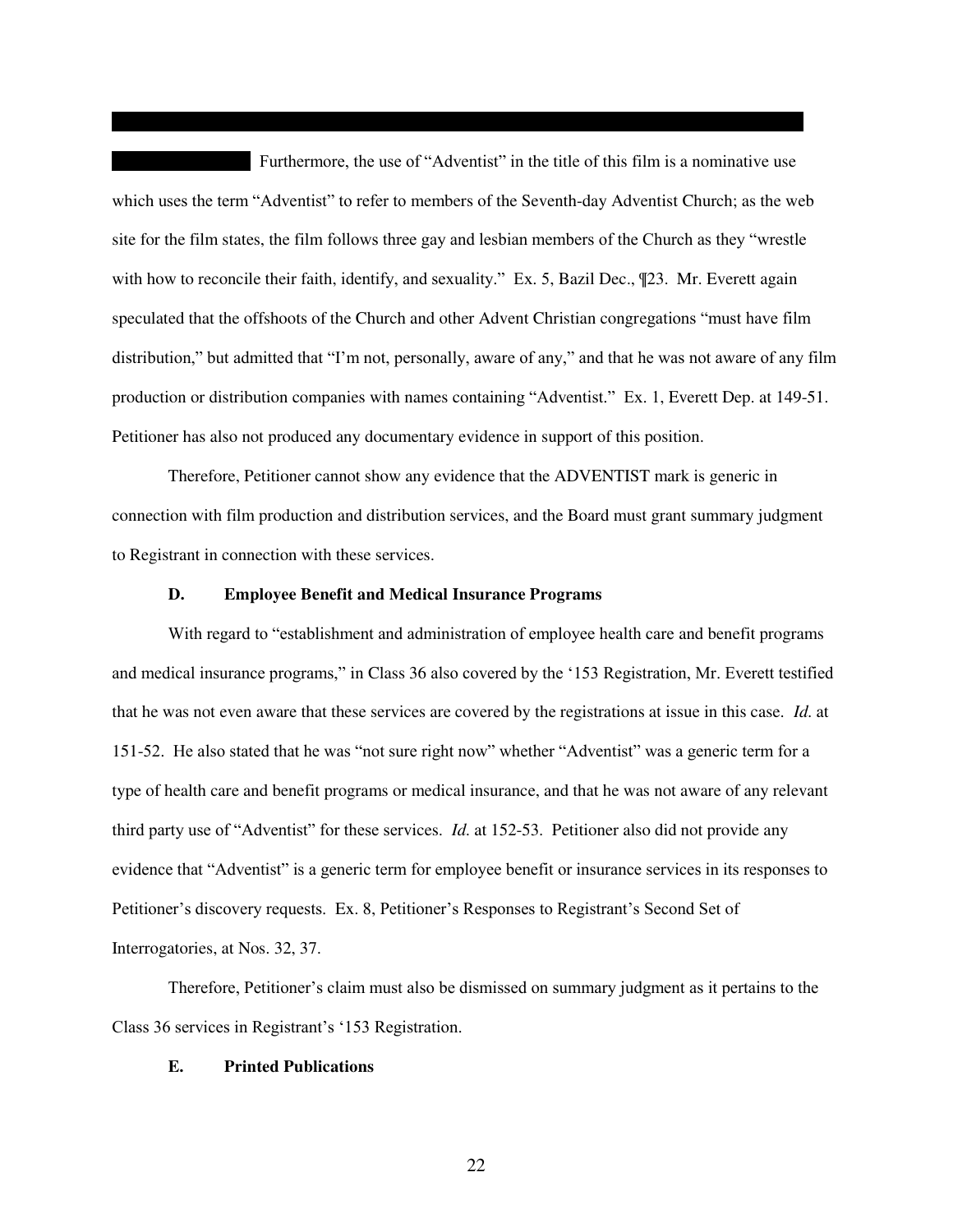Furthermore, the use of "Adventist" in the title of this film is a nominative use which uses the term "Adventist" to refer to members of the Seventh-day Adventist Church; as the web site for the film states, the film follows three gay and lesbian members of the Church as they "wrestle with how to reconcile their faith, identify, and sexuality." Ex. 5, Bazil Dec., ¶23. Mr. Everett again speculated that the offshoots of the Church and other Advent Christian congregations "must have film distribution," but admitted that "I'm not, personally, aware of any," and that he was not aware of any film production or distribution companies with names containing "Adventist." Ex. 1, Everett Dep. at 149-51. Petitioner has also not produced any documentary evidence in support of this position.

Therefore, Petitioner cannot show any evidence that the ADVENTIST mark is generic in connection with film production and distribution services, and the Board must grant summary judgment to Registrant in connection with these services.

### D. Employee Benefit and Medical Insurance Programs

With regard to "establishment and administration of employee health care and benefit programs and medical insurance programs," in Class 36 also covered by the '153 Registration, Mr. Everett testified that he was not even aware that these services are covered by the registrations at issue in this case. *Id.* at 151-52. He also stated that he was "not sure right now" whether "Adventist" was a generic term for a type of health care and benefit programs or medical insurance, and that he was not aware of any relevant third party use of "Adventist" for these services. *Id.* at 152-53. Petitioner also did not provide any evidence that "Adventist" is a generic term for employee benefit or insurance services in its responses to Petitioner's discovery requests. Ex. 8, Petitioner's Responses to Registrant's Second Set of Interrogatories, at Nos. 32, 37.

Therefore, Petitioner's claim must also be dismissed on summary judgment as it pertains to the Class 36 services in Registrant's '153 Registration.

### E. Printed Publications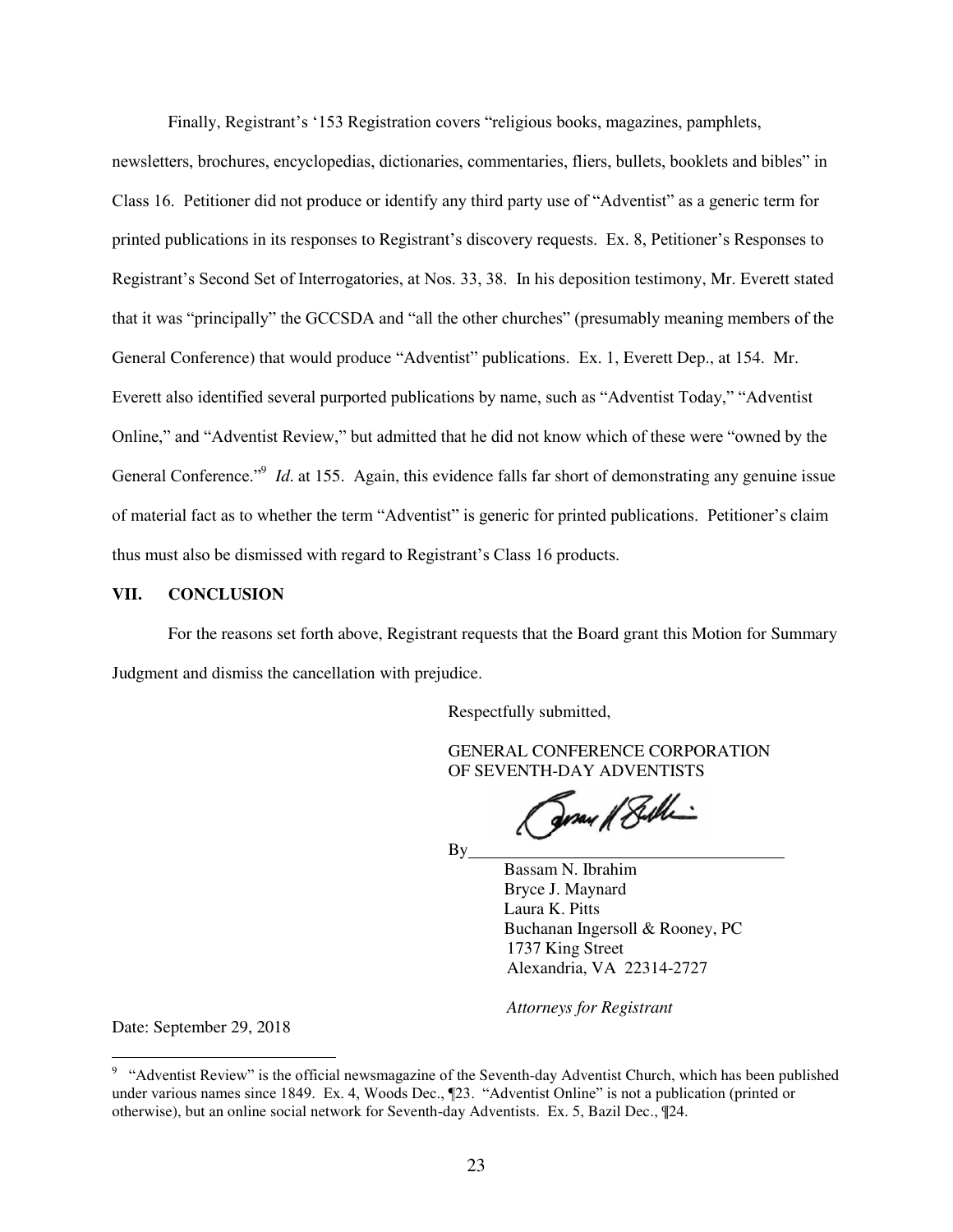Finally, Registrant's '153 Registration covers "religious books, magazines, pamphlets, newsletters, brochures, encyclopedias, dictionaries, commentaries, fliers, bullets, booklets and bibles" in Class 16. Petitioner did not produce or identify any third party use of "Adventist" as a generic term for printed publications in its responses to Registrant's discovery requests. Ex. 8, Petitioner's Responses to Registrant's Second Set of Interrogatories, at Nos. 33, 38. In his deposition testimony, Mr. Everett stated that it was "principally" the GCCSDA and "all the other churches" (presumably meaning members of the General Conference) that would produce "Adventist" publications. Ex. 1, Everett Dep., at 154. Mr. Everett also identified several purported publications by name, such as "Adventist Today," "Adventist Online," and "Adventist Review," but admitted that he did not know which of these were "owned by the General Conference."[9] *Id*. at 155. Again, this evidence falls far short of demonstrating any genuine issue of material fact as to whether the term "Adventist" is generic for printed publications. Petitioner's claim thus must also be dismissed with regard to Registrant's Class 16 products.

## VII. CONCLUSION

For the reasons set forth above, Registrant requests that the Board grant this Motion for Summary Judgment and dismiss the cancellation with prejudice.

Respectfully submitted,

GENERAL CONFERENCE CORPORATION OF SEVENTH-DAY ADVENTISTS

By ______________________

Bassam N. Ibrahim
Bryce J. Maynard
Laura K. Pitts
Buchanan Ingersoll & Rooney, PC
1737 King Street
Alexandria, VA 22314-2727

*Attorneys for Registrant*

Date: September 29, 2018

---

[9] "Adventist Review" is the official newsmagazine of the Seventh-day Adventist Church, which has been published under various names since 1849. Ex. 4, Woods Dec., ¶23. "Adventist Online" is not a publication (printed or otherwise), but an online social network for Seventh-day Adventists. Ex. 5, Bazil Dec., ¶24.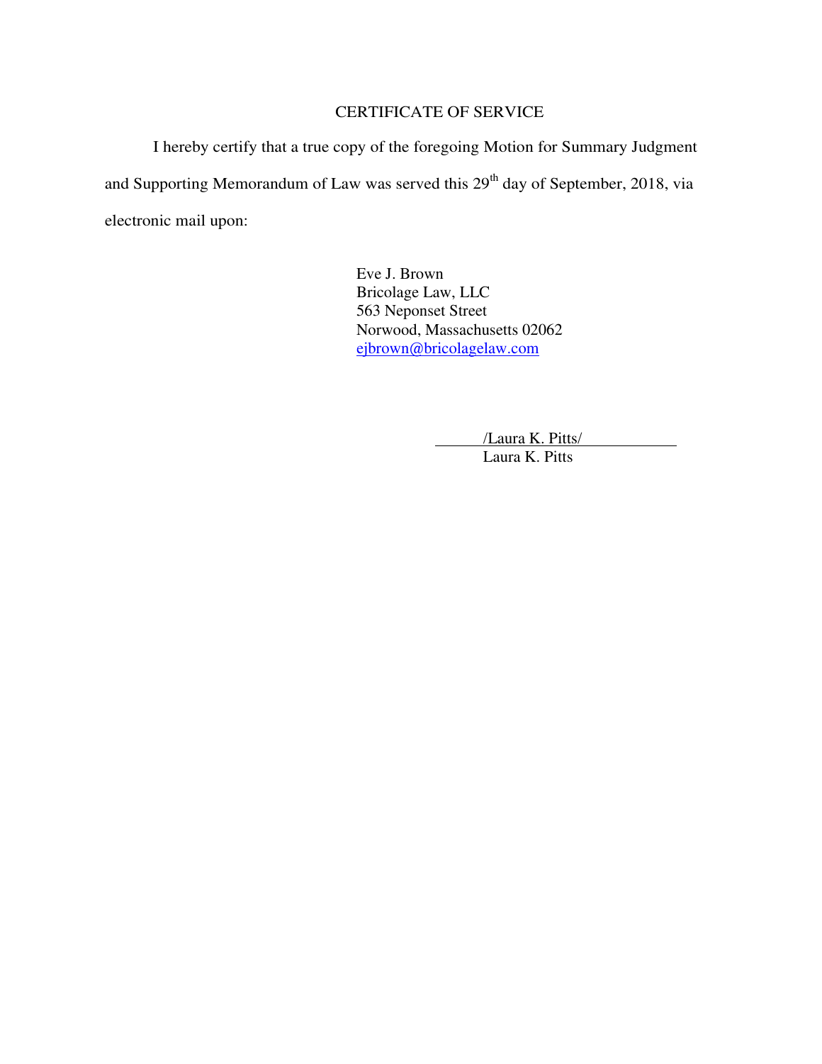# CERTIFICATE OF SERVICE

I hereby certify that a true copy of the foregoing Motion for Summary Judgment and Supporting Memorandum of Law was served this 29th day of September, 2018, via electronic mail upon:

Eve J. Brown
Bricolage Law, LLC
563 Neponset Street
Norwood, Massachusetts 02062
ejbrown@bricolagelaw.com

/Laura K. Pitts/
Laura K. Pitts